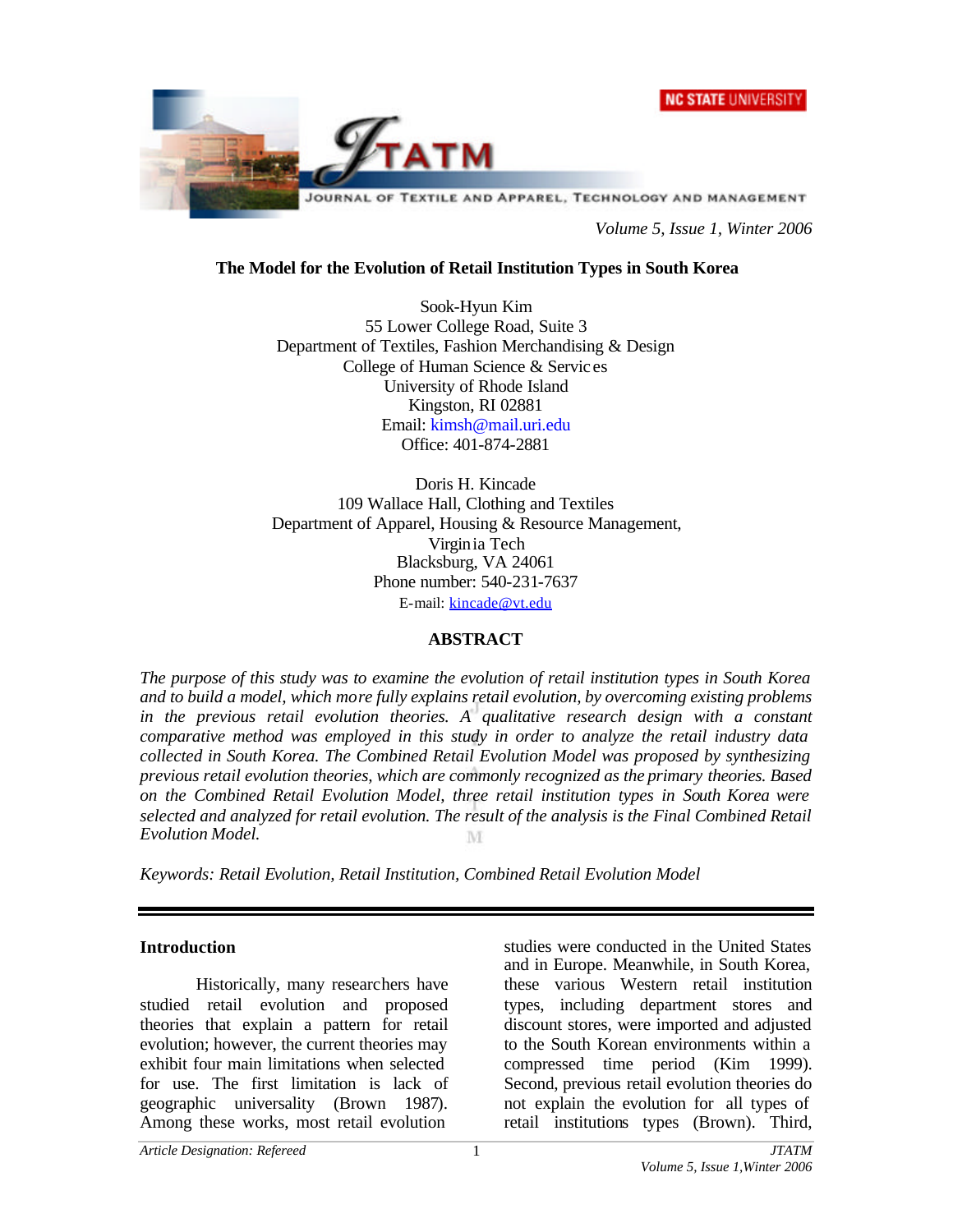# The Model for the Evolution of Retail Institution Types in South Korea

Sook-Hyun Kim
55 Lower College Road, Suite 3
Department of Textiles, Fashion Merchandising & Design
College of Human Science & Services
University of Rhode Island
Kingston, RI 02881
Email: kimsh@mail.uri.edu
Office: 401-874-2881

Doris H. Kincade
109 Wallace Hall, Clothing and Textiles
Department of Apparel, Housing & Resource Management,
Virginia Tech
Blacksburg, VA 24061
Phone number: 540-231-7637
E-mail: kincade@vt.edu

## ABSTRACT

*The purpose of this study was to examine the evolution of retail institution types in South Korea and to build a model, which more fully explains retail evolution, by overcoming existing problems in the previous retail evolution theories. A qualitative research design with a constant comparative method was employed in this study in order to analyze the retail industry data collected in South Korea. The Combined Retail Evolution Model was proposed by synthesizing previous retail evolution theories, which are commonly recognized as the primary theories. Based on the Combined Retail Evolution Model, three retail institution types in South Korea were selected and analyzed for retail evolution. The result of the analysis is the Final Combined Retail Evolution Model.*

*Keywords: Retail Evolution, Retail Institution, Combined Retail Evolution Model*

## Introduction

Historically, many researchers have studied retail evolution and proposed theories that explain a pattern for retail evolution; however, the current theories may exhibit four main limitations when selected for use. The first limitation is lack of geographic universality (Brown 1987). Among these works, most retail evolution studies were conducted in the United States and in Europe. Meanwhile, in South Korea, these various Western retail institution types, including department stores and discount stores, were imported and adjusted to the South Korean environments within a compressed time period (Kim 1999). Second, previous retail evolution theories do not explain the evolution for all types of retail institutions types (Brown). Third,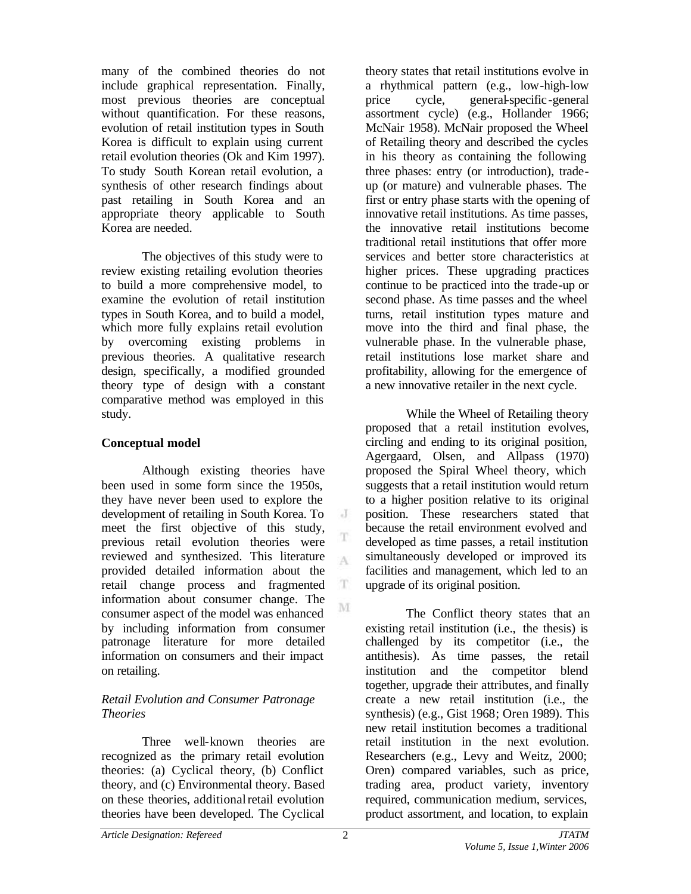many of the combined theories do not include graphical representation. Finally, most previous theories are conceptual without quantification. For these reasons, evolution of retail institution types in South Korea is difficult to explain using current retail evolution theories (Ok and Kim 1997). To study South Korean retail evolution, a synthesis of other research findings about past retailing in South Korea and an appropriate theory applicable to South Korea are needed.

The objectives of this study were to review existing retailing evolution theories to build a more comprehensive model, to examine the evolution of retail institution types in South Korea, and to build a model, which more fully explains retail evolution by overcoming existing problems in previous theories. A qualitative research design, specifically, a modified grounded theory type of design with a constant comparative method was employed in this study.

## Conceptual model

Although existing theories have been used in some form since the 1950s, they have never been used to explore the development of retailing in South Korea. To meet the first objective of this study, previous retail evolution theories were reviewed and synthesized. This literature provided detailed information about the retail change process and fragmented information about consumer change. The consumer aspect of the model was enhanced by including information from consumer patronage literature for more detailed information on consumers and their impact on retailing.

### *Retail Evolution and Consumer Patronage Theories*

Three well-known theories are recognized as the primary retail evolution theories: (a) Cyclical theory, (b) Conflict theory, and (c) Environmental theory. Based on these theories, additional retail evolution theories have been developed. The Cyclical theory states that retail institutions evolve in a rhythmical pattern (e.g., low-high-low price cycle, general-specific-general assortment cycle) (e.g., Hollander 1966; McNair 1958). McNair proposed the Wheel of Retailing theory and described the cycles in his theory as containing the following three phases: entry (or introduction), trade-up (or mature) and vulnerable phases. The first or entry phase starts with the opening of innovative retail institutions. As time passes, the innovative retail institutions become traditional retail institutions that offer more services and better store characteristics at higher prices. These upgrading practices continue to be practiced into the trade-up or second phase. As time passes and the wheel turns, retail institution types mature and move into the third and final phase, the vulnerable phase. In the vulnerable phase, retail institutions lose market share and profitability, allowing for the emergence of a new innovative retailer in the next cycle.

While the Wheel of Retailing theory proposed that a retail institution evolves, circling and ending to its original position, Agergaard, Olsen, and Allpass (1970) proposed the Spiral Wheel theory, which suggests that a retail institution would return to a higher position relative to its original position. These researchers stated that because the retail environment evolved and developed as time passes, a retail institution simultaneously developed or improved its facilities and management, which led to an upgrade of its original position.

The Conflict theory states that an existing retail institution (i.e., the thesis) is challenged by its competitor (i.e., the antithesis). As time passes, the retail institution and the competitor blend together, upgrade their attributes, and finally create a new retail institution (i.e., the synthesis) (e.g., Gist 1968; Oren 1989). This new retail institution becomes a traditional retail institution in the next evolution. Researchers (e.g., Levy and Weitz, 2000; Oren) compared variables, such as price, trading area, product variety, inventory required, communication medium, services, product assortment, and location, to explain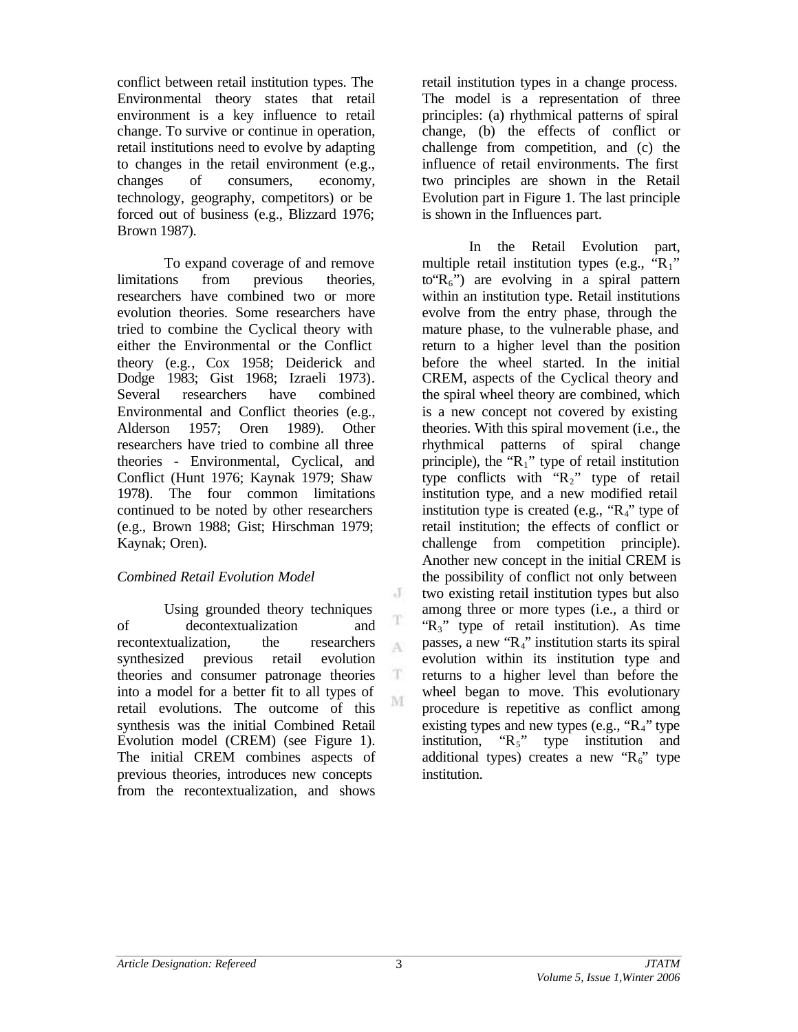conflict between retail institution types. The Environmental theory states that retail environment is a key influence to retail change. To survive or continue in operation, retail institutions need to evolve by adapting to changes in the retail environment (e.g., changes of consumers, economy, technology, geography, competitors) or be forced out of business (e.g., Blizzard 1976; Brown 1987).

To expand coverage of and remove limitations from previous theories, researchers have combined two or more evolution theories. Some researchers have tried to combine the Cyclical theory with either the Environmental or the Conflict theory (e.g., Cox 1958; Deiderick and Dodge 1983; Gist 1968; Izraeli 1973). Several researchers have combined Environmental and Conflict theories (e.g., Alderson 1957; Oren 1989). Other researchers have tried to combine all three theories - Environmental, Cyclical, and Conflict (Hunt 1976; Kaynak 1979; Shaw 1978). The four common limitations continued to be noted by other researchers (e.g., Brown 1988; Gist; Hirschman 1979; Kaynak; Oren).

*Combined Retail Evolution Model*

Using grounded theory techniques of decontextualization and recontextualization, the researchers synthesized previous retail evolution theories and consumer patronage theories into a model for a better fit to all types of retail evolutions. The outcome of this synthesis was the initial Combined Retail Evolution model (CREM) (see Figure 1). The initial CREM combines aspects of previous theories, introduces new concepts from the recontextualization, and shows retail institution types in a change process. The model is a representation of three principles: (a) rhythmical patterns of spiral change, (b) the effects of conflict or challenge from competition, and (c) the influence of retail environments. The first two principles are shown in the Retail Evolution part in Figure 1. The last principle is shown in the Influences part.

In the Retail Evolution part, multiple retail institution types (e.g., "$R_1$" to"$R_6$") are evolving in a spiral pattern within an institution type. Retail institutions evolve from the entry phase, through the mature phase, to the vulnerable phase, and return to a higher level than the position before the wheel started. In the initial CREM, aspects of the Cyclical theory and the spiral wheel theory are combined, which is a new concept not covered by existing theories. With this spiral movement (i.e., the rhythmical patterns of spiral change principle), the "$R_1$" type of retail institution type conflicts with "$R_2$" type of retail institution type, and a new modified retail institution type is created (e.g., "$R_4$" type of retail institution; the effects of conflict or challenge from competition principle). Another new concept in the initial CREM is the possibility of conflict not only between two existing retail institution types but also among three or more types (i.e., a third or "$R_3$" type of retail institution). As time passes, a new "$R_4$" institution starts its spiral evolution within its institution type and returns to a higher level than before the wheel began to move. This evolutionary procedure is repetitive as conflict among existing types and new types (e.g., "$R_4$" type institution, "$R_5$" type institution and additional types) creates a new "$R_6$" type institution.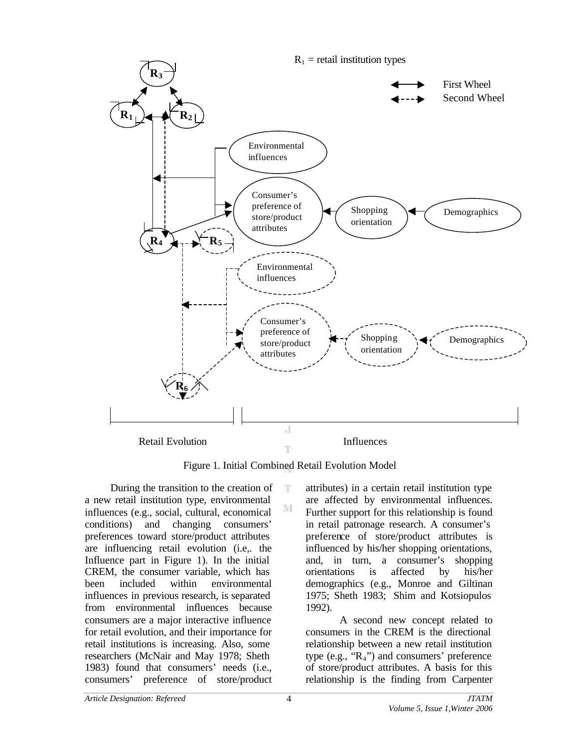$R_1$ = retail institution types

First Wheel

Second Wheel

$R_3$

$R_1$

$R_2$

Environmental influences

Consumer's preference of store/product attributes

Shopping orientation

Demographics

$R_4$

$R_5$

Environmental influences

Consumer's preference of store/product attributes

Shopping orientation

Demographics

$R_6$

Retail Evolution

Influences

Figure 1. Initial Combined Retail Evolution Model

During the transition to the creation of a new retail institution type, environmental influences (e.g., social, cultural, economical conditions) and changing consumers' preferences toward store/product attributes are influencing retail evolution (i.e,. the Influence part in Figure 1). In the initial CREM, the consumer variable, which has been included within environmental influences in previous research, is separated from environmental influences because consumers are a major interactive influence for retail evolution, and their importance for retail institutions is increasing. Also, some researchers (McNair and May 1978; Sheth 1983) found that consumers' needs (i.e., consumers' preference of store/product attributes) in a certain retail institution type are affected by environmental influences. Further support for this relationship is found in retail patronage research. A consumer's preference of store/product attributes is influenced by his/her shopping orientations, and, in turn, a consumer's shopping orientations is affected by his/her demographics (e.g., Monroe and Giltinan 1975; Sheth 1983; Shim and Kotsiopulos 1992).

A second new concept related to consumers in the CREM is the directional relationship between a new retail institution type (e.g., "$R_4$") and consumers' preference of store/product attributes. A basis for this relationship is the finding from Carpenter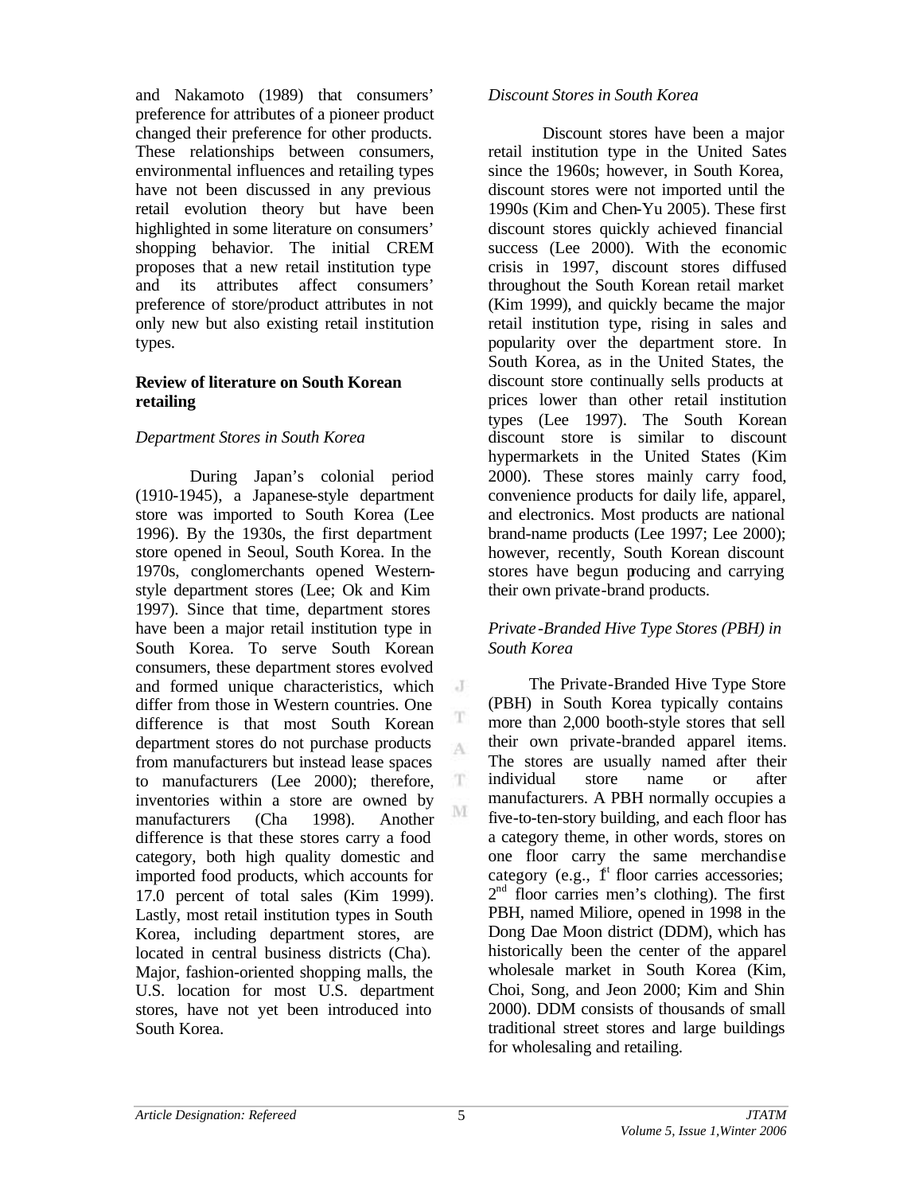and Nakamoto (1989) that consumers' preference for attributes of a pioneer product changed their preference for other products. These relationships between consumers, environmental influences and retailing types have not been discussed in any previous retail evolution theory but have been highlighted in some literature on consumers' shopping behavior. The initial CREM proposes that a new retail institution type and its attributes affect consumers' preference of store/product attributes in not only new but also existing retail institution types.

**Review of literature on South Korean retailing**

*Department Stores in South Korea*

During Japan's colonial period (1910-1945), a Japanese-style department store was imported to South Korea (Lee 1996). By the 1930s, the first department store opened in Seoul, South Korea. In the 1970s, conglomerchants opened Western-style department stores (Lee; Ok and Kim 1997). Since that time, department stores have been a major retail institution type in South Korea. To serve South Korean consumers, these department stores evolved and formed unique characteristics, which differ from those in Western countries. One difference is that most South Korean department stores do not purchase products from manufacturers but instead lease spaces to manufacturers (Lee 2000); therefore, inventories within a store are owned by manufacturers (Cha 1998). Another difference is that these stores carry a food category, both high quality domestic and imported food products, which accounts for 17.0 percent of total sales (Kim 1999). Lastly, most retail institution types in South Korea, including department stores, are located in central business districts (Cha). Major, fashion-oriented shopping malls, the U.S. location for most U.S. department stores, have not yet been introduced into South Korea.

*Discount Stores in South Korea*

Discount stores have been a major retail institution type in the United Sates since the 1960s; however, in South Korea, discount stores were not imported until the 1990s (Kim and Chen-Yu 2005). These first discount stores quickly achieved financial success (Lee 2000). With the economic crisis in 1997, discount stores diffused throughout the South Korean retail market (Kim 1999), and quickly became the major retail institution type, rising in sales and popularity over the department store. In South Korea, as in the United States, the discount store continually sells products at prices lower than other retail institution types (Lee 1997). The South Korean discount store is similar to discount hypermarkets in the United States (Kim 2000). These stores mainly carry food, convenience products for daily life, apparel, and electronics. Most products are national brand-name products (Lee 1997; Lee 2000); however, recently, South Korean discount stores have begun producing and carrying their own private-brand products.

*Private-Branded Hive Type Stores (PBH) in South Korea*

The Private-Branded Hive Type Store (PBH) in South Korea typically contains more than 2,000 booth-style stores that sell their own private-branded apparel items. The stores are usually named after their individual store name or after manufacturers. A PBH normally occupies a five-to-ten-story building, and each floor has a category theme, in other words, stores on one floor carry the same merchandise category (e.g., 1st floor carries accessories; 2nd floor carries men's clothing). The first PBH, named Miliore, opened in 1998 in the Dong Dae Moon district (DDM), which has historically been the center of the apparel wholesale market in South Korea (Kim, Choi, Song, and Jeon 2000; Kim and Shin 2000). DDM consists of thousands of small traditional street stores and large buildings for wholesaling and retailing.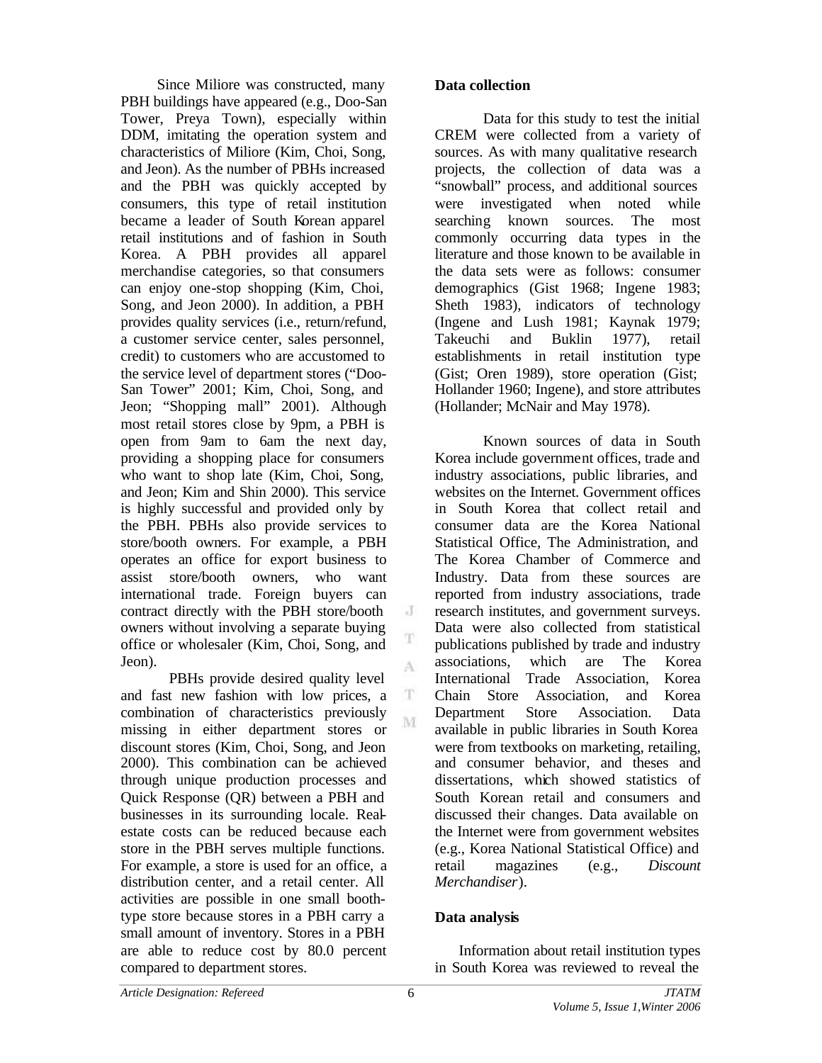Since Miliore was constructed, many PBH buildings have appeared (e.g., Doo-San Tower, Preya Town), especially within DDM, imitating the operation system and characteristics of Miliore (Kim, Choi, Song, and Jeon). As the number of PBHs increased and the PBH was quickly accepted by consumers, this type of retail institution became a leader of South Korean apparel retail institutions and of fashion in South Korea. A PBH provides all apparel merchandise categories, so that consumers can enjoy one-stop shopping (Kim, Choi, Song, and Jeon 2000). In addition, a PBH provides quality services (i.e., return/refund, a customer service center, sales personnel, credit) to customers who are accustomed to the service level of department stores ("Doo-San Tower" 2001; Kim, Choi, Song, and Jeon; "Shopping mall" 2001). Although most retail stores close by 9pm, a PBH is open from 9am to 6am the next day, providing a shopping place for consumers who want to shop late (Kim, Choi, Song, and Jeon; Kim and Shin 2000). This service is highly successful and provided only by the PBH. PBHs also provide services to store/booth owners. For example, a PBH operates an office for export business to assist store/booth owners, who want international trade. Foreign buyers can contract directly with the PBH store/booth owners without involving a separate buying office or wholesaler (Kim, Choi, Song, and Jeon).

PBHs provide desired quality level and fast new fashion with low prices, a combination of characteristics previously missing in either department stores or discount stores (Kim, Choi, Song, and Jeon 2000). This combination can be achieved through unique production processes and Quick Response (QR) between a PBH and businesses in its surrounding locale. Real-estate costs can be reduced because each store in the PBH serves multiple functions. For example, a store is used for an office, a distribution center, and a retail center. All activities are possible in one small booth-type store because stores in a PBH carry a small amount of inventory. Stores in a PBH are able to reduce cost by 80.0 percent compared to department stores.

**Data collection**

Data for this study to test the initial CREM were collected from a variety of sources. As with many qualitative research projects, the collection of data was a "snowball" process, and additional sources were investigated when noted while searching known sources. The most commonly occurring data types in the literature and those known to be available in the data sets were as follows: consumer demographics (Gist 1968; Ingene 1983; Sheth 1983), indicators of technology (Ingene and Lush 1981; Kaynak 1979; Takeuchi and Buklin 1977), retail establishments in retail institution type (Gist; Oren 1989), store operation (Gist; Hollander 1960; Ingene), and store attributes (Hollander; McNair and May 1978).

Known sources of data in South Korea include government offices, trade and industry associations, public libraries, and websites on the Internet. Government offices in South Korea that collect retail and consumer data are the Korea National Statistical Office, The Administration, and The Korea Chamber of Commerce and Industry. Data from these sources are reported from industry associations, trade research institutes, and government surveys. Data were also collected from statistical publications published by trade and industry associations, which are The Korea International Trade Association, Korea Chain Store Association, and Korea Department Store Association. Data available in public libraries in South Korea were from textbooks on marketing, retailing, and consumer behavior, and theses and dissertations, which showed statistics of South Korean retail and consumers and discussed their changes. Data available on the Internet were from government websites (e.g., Korea National Statistical Office) and retail magazines (e.g., *Discount Merchandiser*).

**Data analysis**

Information about retail institution types in South Korea was reviewed to reveal the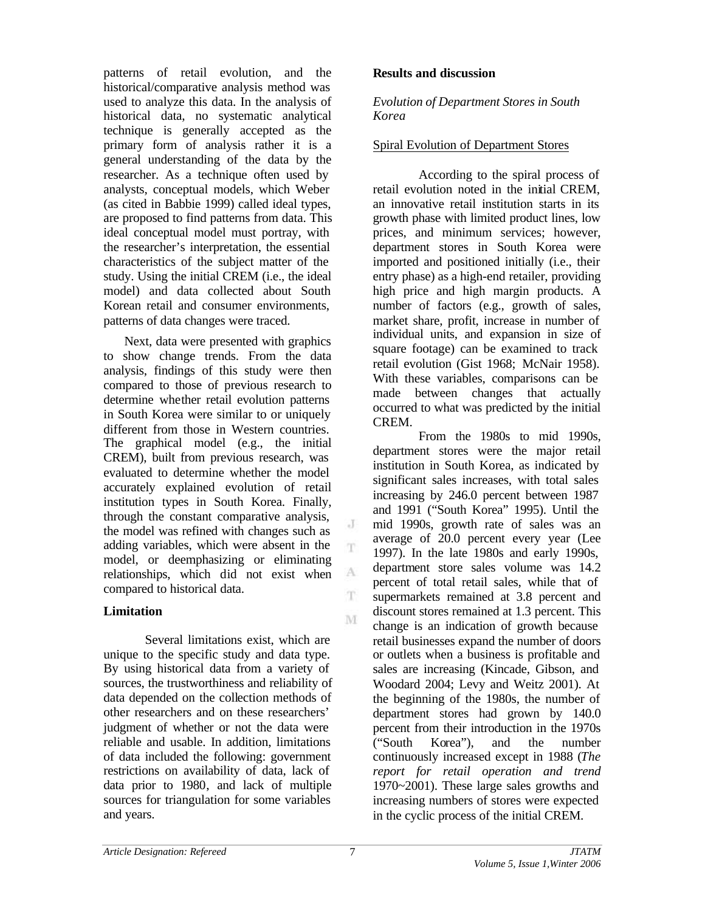patterns of retail evolution, and the historical/comparative analysis method was used to analyze this data. In the analysis of historical data, no systematic analytical technique is generally accepted as the primary form of analysis rather it is a general understanding of the data by the researcher. As a technique often used by analysts, conceptual models, which Weber (as cited in Babbie 1999) called ideal types, are proposed to find patterns from data. This ideal conceptual model must portray, with the researcher's interpretation, the essential characteristics of the subject matter of the study. Using the initial CREM (i.e., the ideal model) and data collected about South Korean retail and consumer environments, patterns of data changes were traced.

Next, data were presented with graphics to show change trends. From the data analysis, findings of this study were then compared to those of previous research to determine whether retail evolution patterns in South Korea were similar to or uniquely different from those in Western countries. The graphical model (e.g., the initial CREM), built from previous research, was evaluated to determine whether the model accurately explained evolution of retail institution types in South Korea. Finally, through the constant comparative analysis, the model was refined with changes such as adding variables, which were absent in the model, or deemphasizing or eliminating relationships, which did not exist when compared to historical data.

## Limitation

Several limitations exist, which are unique to the specific study and data type. By using historical data from a variety of sources, the trustworthiness and reliability of data depended on the collection methods of other researchers and on these researchers' judgment of whether or not the data were reliable and usable. In addition, limitations of data included the following: government restrictions on availability of data, lack of data prior to 1980, and lack of multiple sources for triangulation for some variables and years.

## Results and discussion

### *Evolution of Department Stores in South Korea*

#### Spiral Evolution of Department Stores

According to the spiral process of retail evolution noted in the initial CREM, an innovative retail institution starts in its growth phase with limited product lines, low prices, and minimum services; however, department stores in South Korea were imported and positioned initially (i.e., their entry phase) as a high-end retailer, providing high price and high margin products. A number of factors (e.g., growth of sales, market share, profit, increase in number of individual units, and expansion in size of square footage) can be examined to track retail evolution (Gist 1968; McNair 1958). With these variables, comparisons can be made between changes that actually occurred to what was predicted by the initial CREM.

From the 1980s to mid 1990s, department stores were the major retail institution in South Korea, as indicated by significant sales increases, with total sales increasing by 246.0 percent between 1987 and 1991 ("South Korea" 1995). Until the mid 1990s, growth rate of sales was an average of 20.0 percent every year (Lee 1997). In the late 1980s and early 1990s, department store sales volume was 14.2 percent of total retail sales, while that of supermarkets remained at 3.8 percent and discount stores remained at 1.3 percent. This change is an indication of growth because retail businesses expand the number of doors or outlets when a business is profitable and sales are increasing (Kincade, Gibson, and Woodard 2004; Levy and Weitz 2001). At the beginning of the 1980s, the number of department stores had grown by 140.0 percent from their introduction in the 1970s ("South Korea"), and the number continuously increased except in 1988 (*The report for retail operation and trend* 1970~2001). These large sales growths and increasing numbers of stores were expected in the cyclic process of the initial CREM.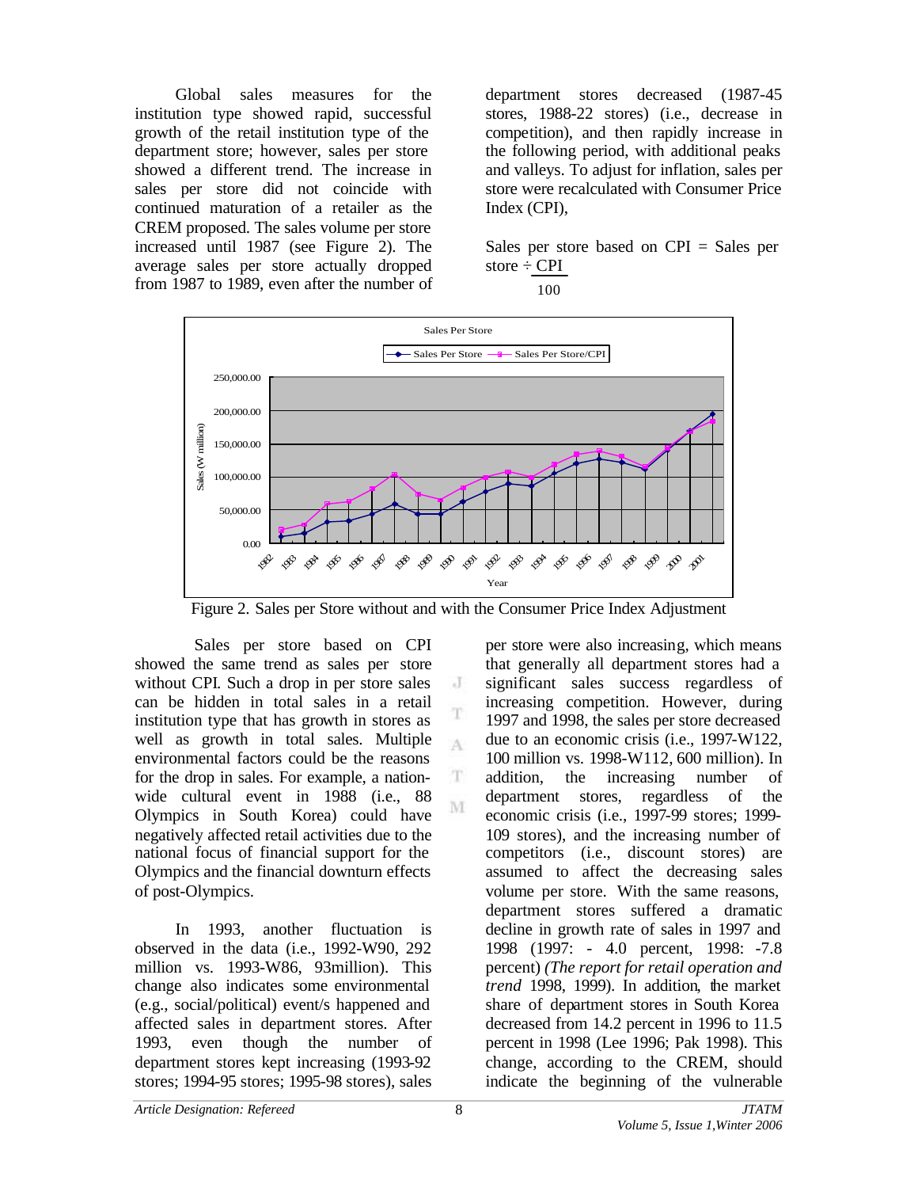Global sales measures for the institution type showed rapid, successful growth of the retail institution type of the department store; however, sales per store showed a different trend. The increase in sales per store did not coincide with continued maturation of a retailer as the CREM proposed. The sales volume per store increased until 1987 (see Figure 2). The average sales per store actually dropped from 1987 to 1989, even after the number of department stores decreased (1987-45 stores, 1988-22 stores) (i.e., decrease in competition), and then rapidly increase in the following period, with additional peaks and valleys. To adjust for inflation, sales per store were recalculated with Consumer Price Index (CPI),

$$\text{Sales per store based on CPI} = \text{Sales per store} \div \frac{\text{CPI}}{100}$$

Sales Per Store

Sales Per Store — Sales Per Store/CPI

Sales (W million)

250,000.00
200,000.00
150,000.00
100,000.00
50,000.00
0.00

1982 1983 1984 1985 1986 1987 1988 1989 1990 1991 1992 1993 1994 1995 1996 1997 1998 1999 2000 2001

Year

Figure 2. Sales per Store without and with the Consumer Price Index Adjustment

Sales per store based on CPI showed the same trend as sales per store without CPI. Such a drop in per store sales can be hidden in total sales in a retail institution type that has growth in stores as well as growth in total sales. Multiple environmental factors could be the reasons for the drop in sales. For example, a nation-wide cultural event in 1988 (i.e., 88 Olympics in South Korea) could have negatively affected retail activities due to the national focus of financial support for the Olympics and the financial downturn effects of post-Olympics.

In 1993, another fluctuation is observed in the data (i.e., 1992-W90, 292 million vs. 1993-W86, 93million). This change also indicates some environmental (e.g., social/political) event/s happened and affected sales in department stores. After 1993, even though the number of department stores kept increasing (1993-92 stores; 1994-95 stores; 1995-98 stores), sales per store were also increasing, which means that generally all department stores had a significant sales success regardless of increasing competition. However, during 1997 and 1998, the sales per store decreased due to an economic crisis (i.e., 1997-W122, 100 million vs. 1998-W112, 600 million). In addition, the increasing number of department stores, regardless of the economic crisis (i.e., 1997-99 stores; 1999-109 stores), and the increasing number of competitors (i.e., discount stores) are assumed to affect the decreasing sales volume per store. With the same reasons, department stores suffered a dramatic decline in growth rate of sales in 1997 and 1998 (1997: - 4.0 percent, 1998: -7.8 percent) (*The report for retail operation and trend* 1998, 1999). In addition, the market share of department stores in South Korea decreased from 14.2 percent in 1996 to 11.5 percent in 1998 (Lee 1996; Pak 1998). This change, according to the CREM, should indicate the beginning of the vulnerable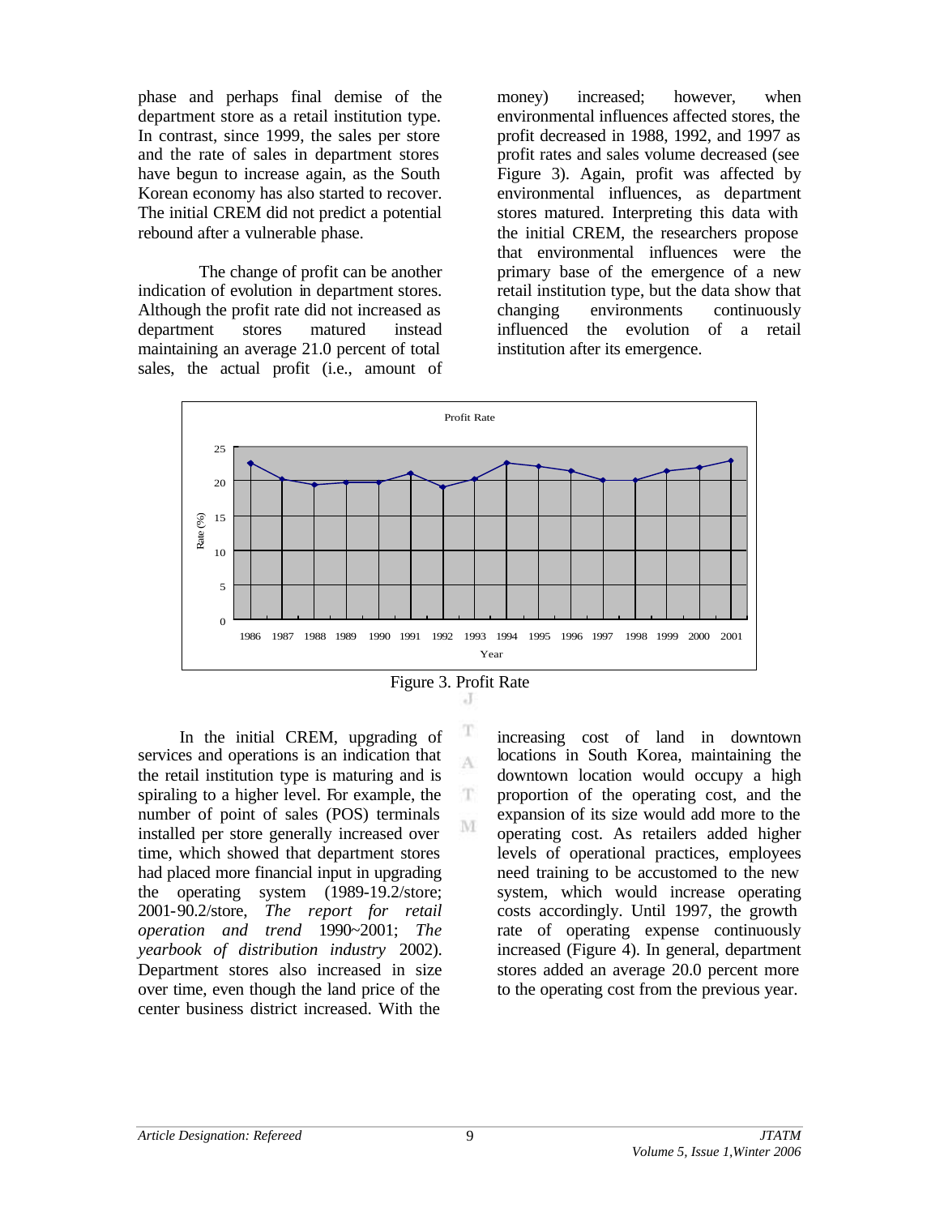phase and perhaps final demise of the department store as a retail institution type. In contrast, since 1999, the sales per store and the rate of sales in department stores have begun to increase again, as the South Korean economy has also started to recover. The initial CREM did not predict a potential rebound after a vulnerable phase.

The change of profit can be another indication of evolution in department stores. Although the profit rate did not increased as department stores matured instead maintaining an average 21.0 percent of total sales, the actual profit (i.e., amount of money) increased; however, when environmental influences affected stores, the profit decreased in 1988, 1992, and 1997 as profit rates and sales volume decreased (see Figure 3). Again, profit was affected by environmental influences, as department stores matured. Interpreting this data with the initial CREM, the researchers propose that environmental influences were the primary base of the emergence of a new retail institution type, but the data show that changing environments continuously influenced the evolution of a retail institution after its emergence.

Profit Rate

Rate (%)

0
5
10
15
20
25

1986 1987 1988 1989 1990 1991 1992 1993 1994 1995 1996 1997 1998 1999 2000 2001

Year

Figure 3. Profit Rate

In the initial CREM, upgrading of services and operations is an indication that the retail institution type is maturing and is spiraling to a higher level. For example, the number of point of sales (POS) terminals installed per store generally increased over time, which showed that department stores had placed more financial input in upgrading the operating system (1989-19.2/store; 2001-90.2/store, *The report for retail operation and trend* 1990~2001; *The yearbook of distribution industry* 2002). Department stores also increased in size over time, even though the land price of the center business district increased. With the increasing cost of land in downtown locations in South Korea, maintaining the downtown location would occupy a high proportion of the operating cost, and the expansion of its size would add more to the operating cost. As retailers added higher levels of operational practices, employees need training to be accustomed to the new system, which would increase operating costs accordingly. Until 1997, the growth rate of operating expense continuously increased (Figure 4). In general, department stores added an average 20.0 percent more to the operating cost from the previous year.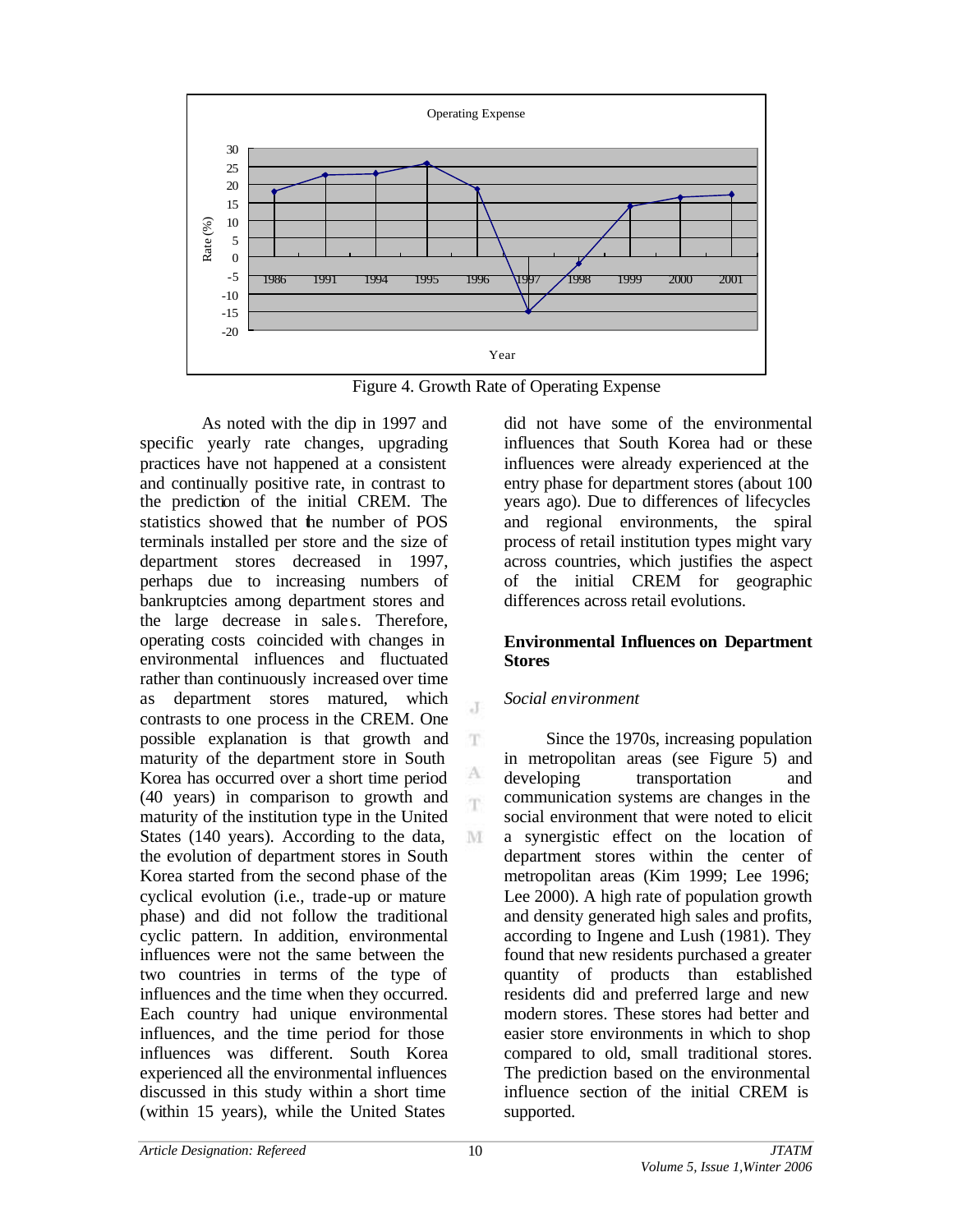Operating Expense

30
25
20
15
10
5
0
-5
-10
-15
-20

Rate (%)

1986 1991 1994 1995 1996 1997 1998 1999 2000 2001

Year

Figure 4. Growth Rate of Operating Expense

As noted with the dip in 1997 and specific yearly rate changes, upgrading practices have not happened at a consistent and continually positive rate, in contrast to the prediction of the initial CREM. The statistics showed that the number of POS terminals installed per store and the size of department stores decreased in 1997, perhaps due to increasing numbers of bankruptcies among department stores and the large decrease in sales. Therefore, operating costs coincided with changes in environmental influences and fluctuated rather than continuously increased over time as department stores matured, which contrasts to one process in the CREM. One possible explanation is that growth and maturity of the department store in South Korea has occurred over a short time period (40 years) in comparison to growth and maturity of the institution type in the United States (140 years). According to the data, the evolution of department stores in South Korea started from the second phase of the cyclical evolution (i.e., trade-up or mature phase) and did not follow the traditional cyclic pattern. In addition, environmental influences were not the same between the two countries in terms of the type of influences and the time when they occurred. Each country had unique environmental influences, and the time period for those influences was different. South Korea experienced all the environmental influences discussed in this study within a short time (within 15 years), while the United States did not have some of the environmental influences that South Korea had or these influences were already experienced at the entry phase for department stores (about 100 years ago). Due to differences of lifecycles and regional environments, the spiral process of retail institution types might vary across countries, which justifies the aspect of the initial CREM for geographic differences across retail evolutions.

## Environmental Influences on Department Stores

### *Social environment*

Since the 1970s, increasing population in metropolitan areas (see Figure 5) and developing transportation and communication systems are changes in the social environment that were noted to elicit a synergistic effect on the location of department stores within the center of metropolitan areas (Kim 1999; Lee 1996; Lee 2000). A high rate of population growth and density generated high sales and profits, according to Ingene and Lush (1981). They found that new residents purchased a greater quantity of products than established residents did and preferred large and new modern stores. These stores had better and easier store environments in which to shop compared to old, small traditional stores. The prediction based on the environmental influence section of the initial CREM is supported.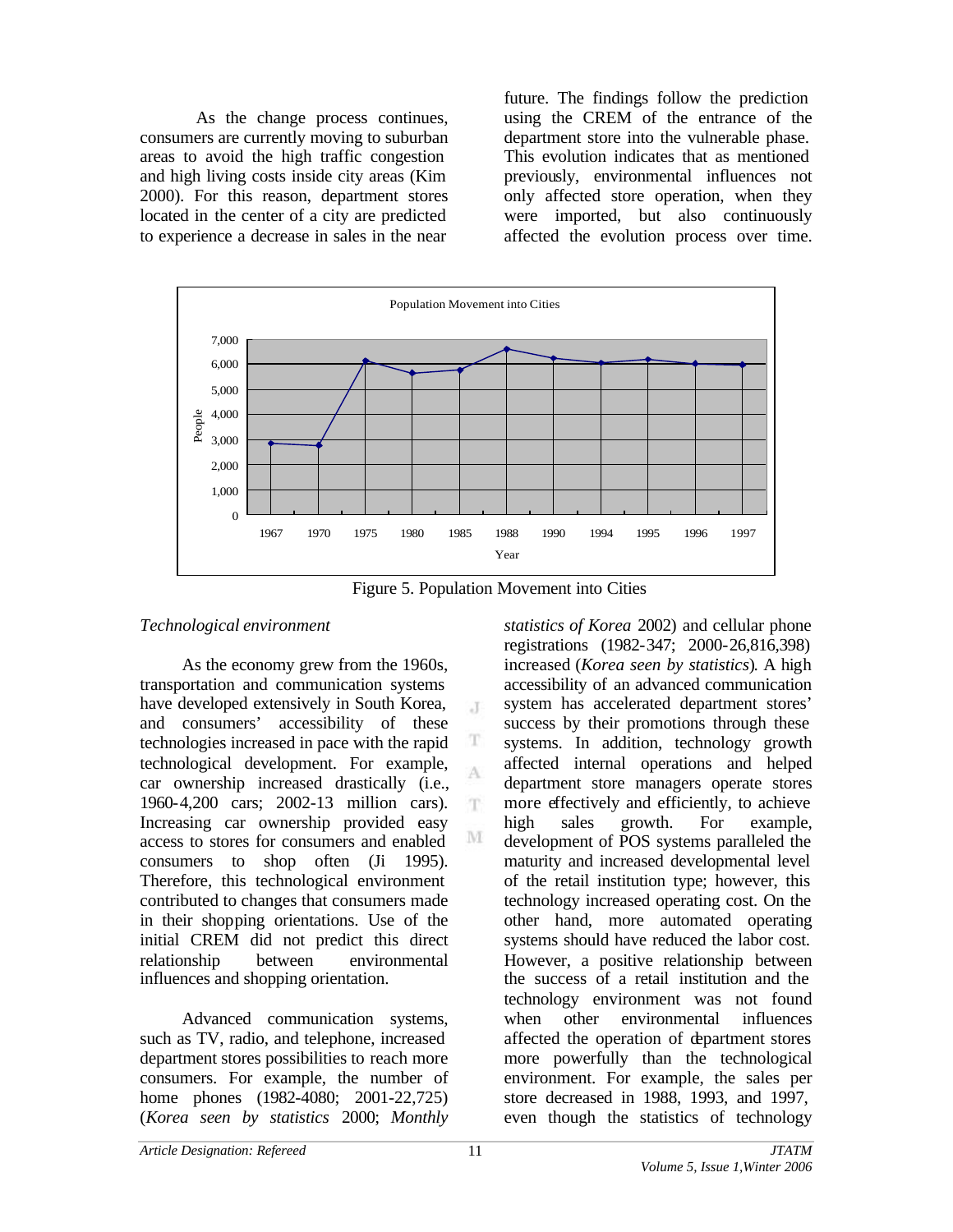As the change process continues, consumers are currently moving to suburban areas to avoid the high traffic congestion and high living costs inside city areas (Kim 2000). For this reason, department stores located in the center of a city are predicted to experience a decrease in sales in the near future. The findings follow the prediction using the CREM of the entrance of the department store into the vulnerable phase. This evolution indicates that as mentioned previously, environmental influences not only affected store operation, when they were imported, but also continuously affected the evolution process over time.

Population Movement into Cities

People

7,000
6,000
5,000
4,000
3,000
2,000
1,000
0

1967 1970 1975 1980 1985 1988 1990 1994 1995 1996 1997

Year

Figure 5. Population Movement into Cities

*Technological environment*

As the economy grew from the 1960s, transportation and communication systems have developed extensively in South Korea, and consumers' accessibility of these technologies increased in pace with the rapid technological development. For example, car ownership increased drastically (i.e., 1960-4,200 cars; 2002-13 million cars). Increasing car ownership provided easy access to stores for consumers and enabled consumers to shop often (Ji 1995). Therefore, this technological environment contributed to changes that consumers made in their shopping orientations. Use of the initial CREM did not predict this direct relationship between environmental influences and shopping orientation.

Advanced communication systems, such as TV, radio, and telephone, increased department stores possibilities to reach more consumers. For example, the number of home phones (1982-4080; 2001-22,725) (*Korea seen by statistics* 2000; *Monthly statistics of Korea* 2002) and cellular phone registrations (1982-347; 2000-26,816,398) increased (*Korea seen by statistics*). A high accessibility of an advanced communication system has accelerated department stores' success by their promotions through these systems. In addition, technology growth affected internal operations and helped department store managers operate stores more effectively and efficiently, to achieve high sales growth. For example, development of POS systems paralleled the maturity and increased developmental level of the retail institution type; however, this technology increased operating cost. On the other hand, more automated operating systems should have reduced the labor cost. However, a positive relationship between the success of a retail institution and the technology environment was not found when other environmental influences affected the operation of department stores more powerfully than the technological environment. For example, the sales per store decreased in 1988, 1993, and 1997, even though the statistics of technology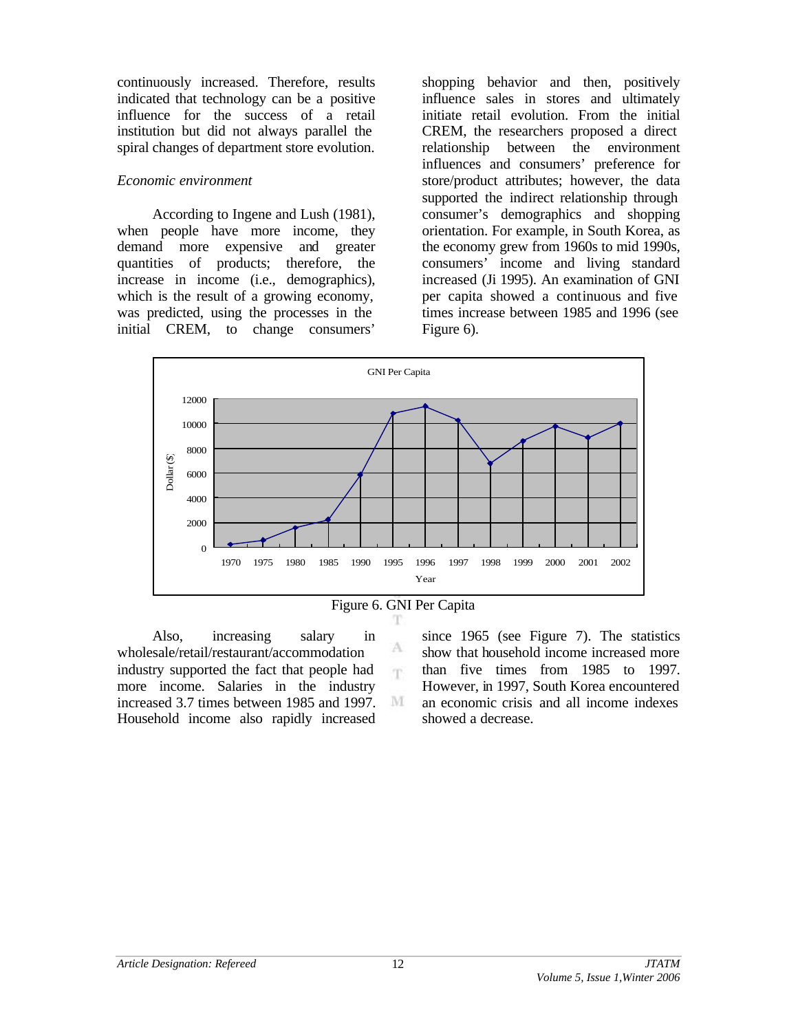continuously increased. Therefore, results indicated that technology can be a positive influence for the success of a retail institution but did not always parallel the spiral changes of department store evolution.

*Economic environment*

According to Ingene and Lush (1981), when people have more income, they demand more expensive and greater quantities of products; therefore, the increase in income (i.e., demographics), which is the result of a growing economy, was predicted, using the processes in the initial CREM, to change consumers' shopping behavior and then, positively influence sales in stores and ultimately initiate retail evolution. From the initial CREM, the researchers proposed a direct relationship between the environment influences and consumers' preference for store/product attributes; however, the data supported the indirect relationship through consumer's demographics and shopping orientation. For example, in South Korea, as the economy grew from 1960s to mid 1990s, consumers' income and living standard increased (Ji 1995). An examination of GNI per capita showed a continuous and five times increase between 1985 and 1996 (see Figure 6).

GNI Per Capita

Dollar ($)

0
2000
4000
6000
8000
10000
12000

1970 1975 1980 1985 1990 1995 1996 1997 1998 1999 2000 2001 2002

Year

Figure 6. GNI Per Capita

Also, increasing salary in wholesale/retail/restaurant/accommodation industry supported the fact that people had more income. Salaries in the industry increased 3.7 times between 1985 and 1997. Household income also rapidly increased since 1965 (see Figure 7). The statistics show that household income increased more than five times from 1985 to 1997. However, in 1997, South Korea encountered an economic crisis and all income indexes showed a decrease.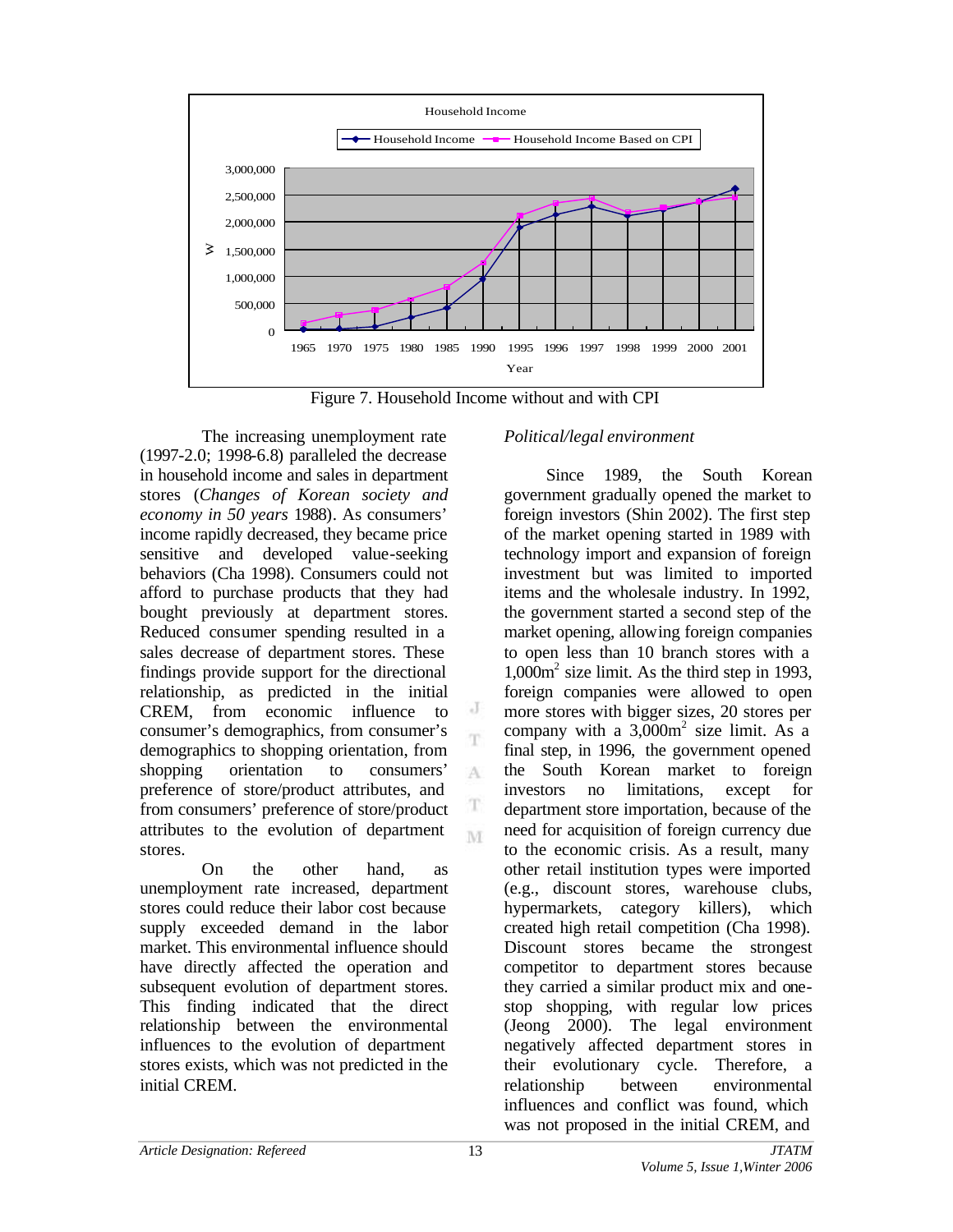Household Income

Household Income — Household Income Based on CPI

₩

3,000,000
2,500,000
2,000,000
1,500,000
1,000,000
500,000
0

1965 1970 1975 1980 1985 1990 1995 1996 1997 1998 1999 2000 2001

Year

Figure 7. Household Income without and with CPI

The increasing unemployment rate (1997-2.0; 1998-6.8) paralleled the decrease in household income and sales in department stores (*Changes of Korean society and economy in 50 years* 1988). As consumers' income rapidly decreased, they became price sensitive and developed value-seeking behaviors (Cha 1998). Consumers could not afford to purchase products that they had bought previously at department stores. Reduced consumer spending resulted in a sales decrease of department stores. These findings provide support for the directional relationship, as predicted in the initial CREM, from economic influence to consumer's demographics, from consumer's demographics to shopping orientation, from shopping orientation to consumers' preference of store/product attributes, and from consumers' preference of store/product attributes to the evolution of department stores.

On the other hand, as unemployment rate increased, department stores could reduce their labor cost because supply exceeded demand in the labor market. This environmental influence should have directly affected the operation and subsequent evolution of department stores. This finding indicated that the direct relationship between the environmental influences to the evolution of department stores exists, which was not predicted in the initial CREM.

*Political/legal environment*

Since 1989, the South Korean government gradually opened the market to foreign investors (Shin 2002). The first step of the market opening started in 1989 with technology import and expansion of foreign investment but was limited to imported items and the wholesale industry. In 1992, the government started a second step of the market opening, allowing foreign companies to open less than 10 branch stores with a 1,000$m^2$ size limit. As the third step in 1993, foreign companies were allowed to open more stores with bigger sizes, 20 stores per company with a 3,000$m^2$ size limit. As a final step, in 1996, the government opened the South Korean market to foreign investors no limitations, except for department store importation, because of the need for acquisition of foreign currency due to the economic crisis. As a result, many other retail institution types were imported (e.g., discount stores, warehouse clubs, hypermarkets, category killers), which created high retail competition (Cha 1998). Discount stores became the strongest competitor to department stores because they carried a similar product mix and one-stop shopping, with regular low prices (Jeong 2000). The legal environment negatively affected department stores in their evolutionary cycle. Therefore, a relationship between environmental influences and conflict was found, which was not proposed in the initial CREM, and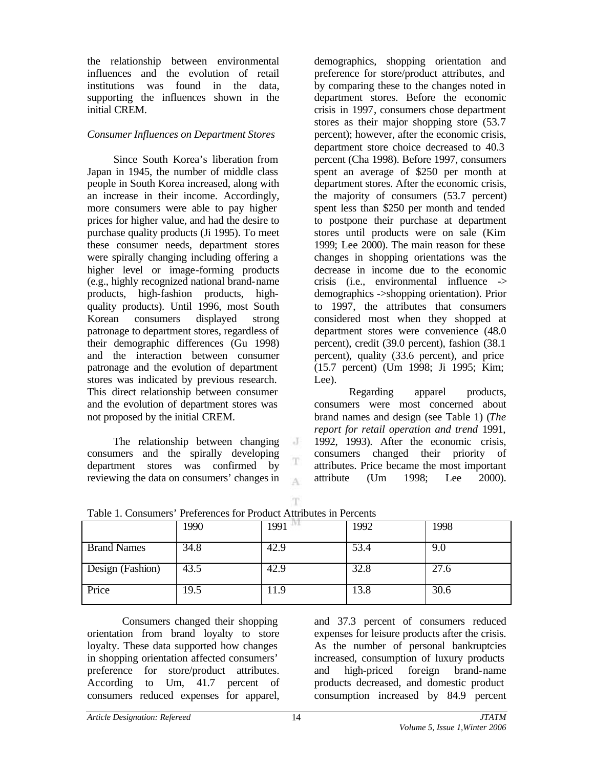the relationship between environmental influences and the evolution of retail institutions was found in the data, supporting the influences shown in the initial CREM.

*Consumer Influences on Department Stores*

Since South Korea's liberation from Japan in 1945, the number of middle class people in South Korea increased, along with an increase in their income. Accordingly, more consumers were able to pay higher prices for higher value, and had the desire to purchase quality products (Ji 1995). To meet these consumer needs, department stores were spirally changing including offering a higher level or image-forming products (e.g., highly recognized national brand-name products, high-fashion products, high-quality products). Until 1996, most South Korean consumers displayed strong patronage to department stores, regardless of their demographic differences (Gu 1998) and the interaction between consumer patronage and the evolution of department stores was indicated by previous research. This direct relationship between consumer and the evolution of department stores was not proposed by the initial CREM.

The relationship between changing consumers and the spirally developing department stores was confirmed by reviewing the data on consumers' changes in demographics, shopping orientation and preference for store/product attributes, and by comparing these to the changes noted in department stores. Before the economic crisis in 1997, consumers chose department stores as their major shopping store (53.7 percent); however, after the economic crisis, department store choice decreased to 40.3 percent (Cha 1998). Before 1997, consumers spent an average of $250 per month at department stores. After the economic crisis, the majority of consumers (53.7 percent) spent less than $250 per month and tended to postpone their purchase at department stores until products were on sale (Kim 1999; Lee 2000). The main reason for these changes in shopping orientations was the decrease in income due to the economic crisis (i.e., environmental influence -> demographics ->shopping orientation). Prior to 1997, the attributes that consumers considered most when they shopped at department stores were convenience (48.0 percent), credit (39.0 percent), fashion (38.1 percent), quality (33.6 percent), and price (15.7 percent) (Um 1998; Ji 1995; Kim; Lee).

Regarding apparel products, consumers were most concerned about brand names and design (see Table 1) (*The report for retail operation and trend* 1991, 1992, 1993). After the economic crisis, consumers changed their priority of attributes. Price became the most important attribute (Um 1998; Lee 2000).

Table 1. Consumers' Preferences for Product Attributes in Percents

| | 1990 | 1991 | 1992 | 1998 |
|---|---|---|---|---|
| Brand Names | 34.8 | 42.9 | 53.4 | 9.0 |
| Design (Fashion) | 43.5 | 42.9 | 32.8 | 27.6 |
| Price | 19.5 | 11.9 | 13.8 | 30.6 |

Consumers changed their shopping orientation from brand loyalty to store loyalty. These data supported how changes in shopping orientation affected consumers' preference for store/product attributes. According to Um, 41.7 percent of consumers reduced expenses for apparel, and 37.3 percent of consumers reduced expenses for leisure products after the crisis. As the number of personal bankruptcies increased, consumption of luxury products and high-priced foreign brand-name products decreased, and domestic product consumption increased by 84.9 percent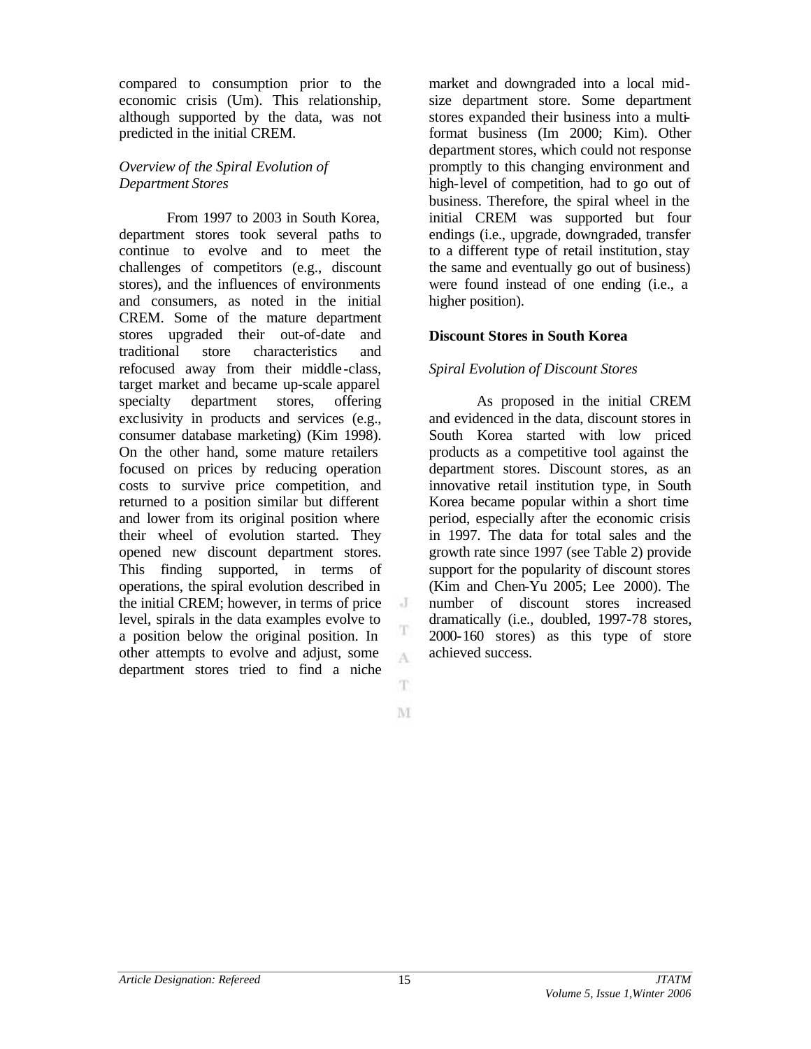compared to consumption prior to the economic crisis (Um). This relationship, although supported by the data, was not predicted in the initial CREM.

*Overview of the Spiral Evolution of Department Stores*

From 1997 to 2003 in South Korea, department stores took several paths to continue to evolve and to meet the challenges of competitors (e.g., discount stores), and the influences of environments and consumers, as noted in the initial CREM. Some of the mature department stores upgraded their out-of-date and traditional store characteristics and refocused away from their middle-class, target market and became up-scale apparel specialty department stores, offering exclusivity in products and services (e.g., consumer database marketing) (Kim 1998). On the other hand, some mature retailers focused on prices by reducing operation costs to survive price competition, and returned to a position similar but different and lower from its original position where their wheel of evolution started. They opened new discount department stores. This finding supported, in terms of operations, the spiral evolution described in the initial CREM; however, in terms of price level, spirals in the data examples evolve to a position below the original position. In other attempts to evolve and adjust, some department stores tried to find a niche market and downgraded into a local mid-size department store. Some department stores expanded their business into a multi-format business (Im 2000; Kim). Other department stores, which could not response promptly to this changing environment and high-level of competition, had to go out of business. Therefore, the spiral wheel in the initial CREM was supported but four endings (i.e., upgrade, downgraded, transfer to a different type of retail institution, stay the same and eventually go out of business) were found instead of one ending (i.e., a higher position).

**Discount Stores in South Korea**

*Spiral Evolution of Discount Stores*

As proposed in the initial CREM and evidenced in the data, discount stores in South Korea started with low priced products as a competitive tool against the department stores. Discount stores, as an innovative retail institution type, in South Korea became popular within a short time period, especially after the economic crisis in 1997. The data for total sales and the growth rate since 1997 (see Table 2) provide support for the popularity of discount stores (Kim and Chen-Yu 2005; Lee 2000). The number of discount stores increased dramatically (i.e., doubled, 1997-78 stores, 2000-160 stores) as this type of store achieved success.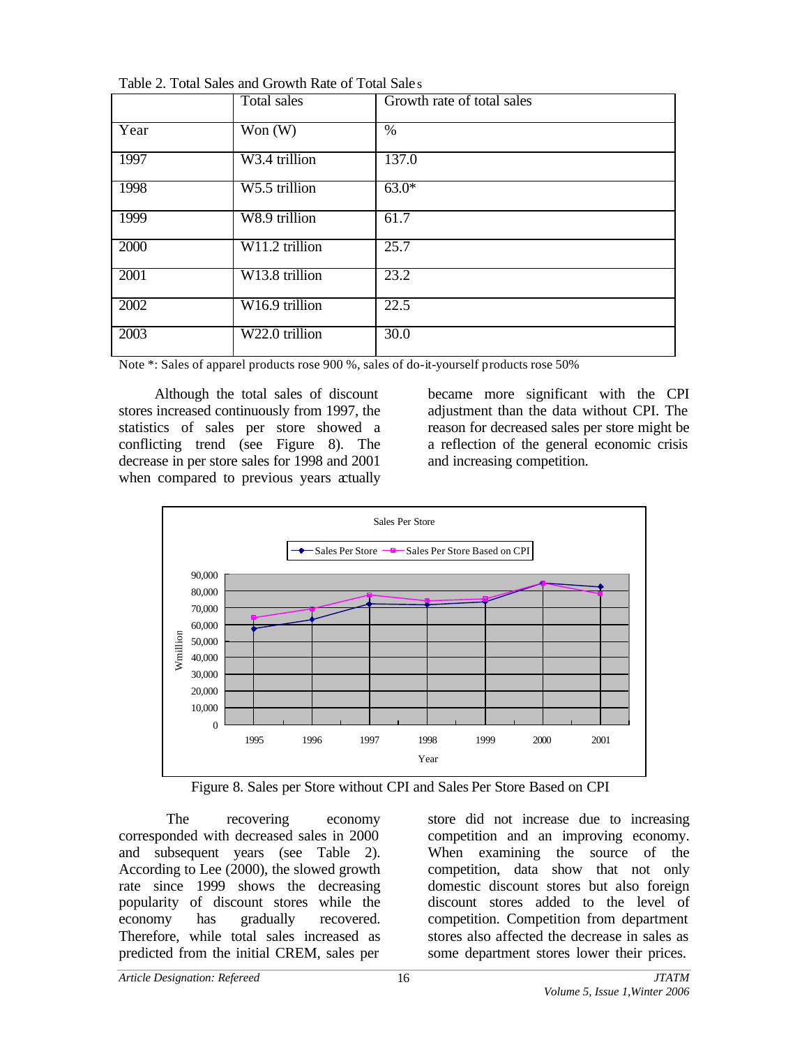Table 2. Total Sales and Growth Rate of Total Sales

| | Total sales | Growth rate of total sales |
|---|---|---|
| Year | Won (W) | % |
| 1997 | W3.4 trillion | 137.0 |
| 1998 | W5.5 trillion | 63.0* |
| 1999 | W8.9 trillion | 61.7 |
| 2000 | W11.2 trillion | 25.7 |
| 2001 | W13.8 trillion | 23.2 |
| 2002 | W16.9 trillion | 22.5 |
| 2003 | W22.0 trillion | 30.0 |

Note *: Sales of apparel products rose 900 %, sales of do-it-yourself products rose 50%

Although the total sales of discount stores increased continuously from 1997, the statistics of sales per store showed a conflicting trend (see Figure 8). The decrease in per store sales for 1998 and 2001 when compared to previous years actually became more significant with the CPI adjustment than the data without CPI. The reason for decreased sales per store might be a reflection of the general economic crisis and increasing competition.

Sales Per Store

Sales Per Store
Sales Per Store Based on CPI

Wmillion

90,000
80,000
70,000
60,000
50,000
40,000
30,000
20,000
10,000
0

1995
1996
1997
1998
1999
2000
2001

Year

Figure 8. Sales per Store without CPI and Sales Per Store Based on CPI

The recovering economy corresponded with decreased sales in 2000 and subsequent years (see Table 2). According to Lee (2000), the slowed growth rate since 1999 shows the decreasing popularity of discount stores while the economy has gradually recovered. Therefore, while total sales increased as predicted from the initial CREM, sales per store did not increase due to increasing competition and an improving economy. When examining the source of the competition, data show that not only domestic discount stores but also foreign discount stores added to the level of competition. Competition from department stores also affected the decrease in sales as some department stores lower their prices.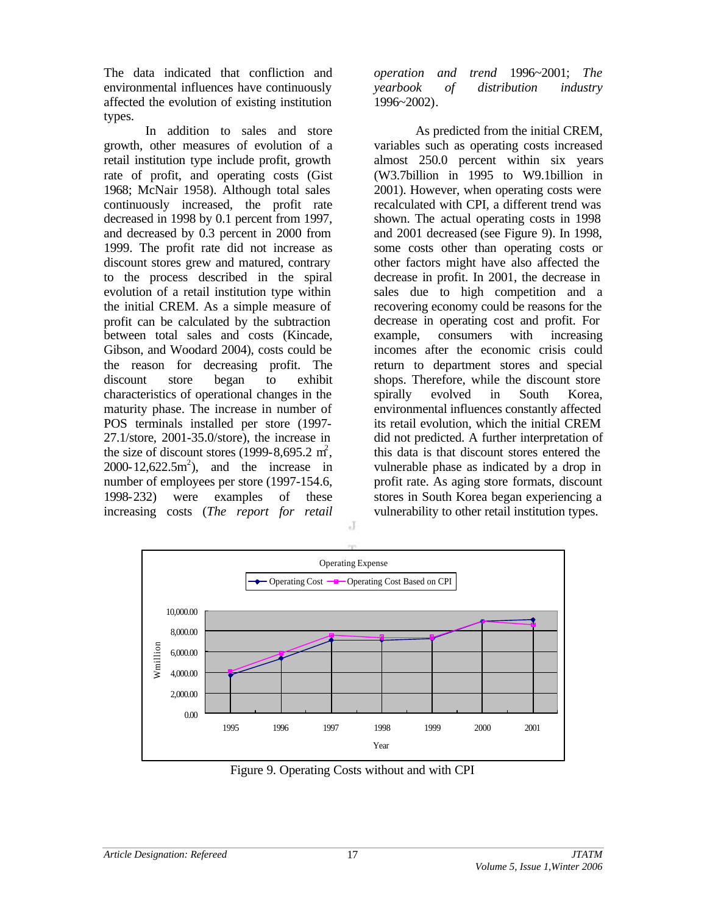The data indicated that confliction and environmental influences have continuously affected the evolution of existing institution types.

In addition to sales and store growth, other measures of evolution of a retail institution type include profit, growth rate of profit, and operating costs (Gist 1968; McNair 1958). Although total sales continuously increased, the profit rate decreased in 1998 by 0.1 percent from 1997, and decreased by 0.3 percent in 2000 from 1999. The profit rate did not increase as discount stores grew and matured, contrary to the process described in the spiral evolution of a retail institution type within the initial CREM. As a simple measure of profit can be calculated by the subtraction between total sales and costs (Kincade, Gibson, and Woodard 2004), costs could be the reason for decreasing profit. The discount store began to exhibit characteristics of operational changes in the maturity phase. The increase in number of POS terminals installed per store (1997-27.1/store, 2001-35.0/store), the increase in the size of discount stores (1999-8,695.2 $m^2$, 2000-12,622.5$m^2$), and the increase in number of employees per store (1997-154.6, 1998-232) were examples of these increasing costs (*The report for retail operation and trend* 1996~2001; *The yearbook of distribution industry* 1996~2002).

As predicted from the initial CREM, variables such as operating costs increased almost 250.0 percent within six years (W3.7billion in 1995 to W9.1billion in 2001). However, when operating costs were recalculated with CPI, a different trend was shown. The actual operating costs in 1998 and 2001 decreased (see Figure 9). In 1998, some costs other than operating costs or other factors might have also affected the decrease in profit. In 2001, the decrease in sales due to high competition and a recovering economy could be reasons for the decrease in operating cost and profit. For example, consumers with increasing incomes after the economic crisis could return to department stores and special shops. Therefore, while the discount store spirally evolved in South Korea, environmental influences constantly affected its retail evolution, which the initial CREM did not predicted. A further interpretation of this data is that discount stores entered the vulnerable phase as indicated by a drop in profit rate. As aging store formats, discount stores in South Korea began experiencing a vulnerability to other retail institution types.

Operating Expense

Operating Cost — Operating Cost Based on CPI

Wmillion

10,000.00
8,000.00
6,000.00
4,000.00
2,000.00
0.00

1995 1996 1997 1998 1999 2000 2001

Year

Figure 9. Operating Costs without and with CPI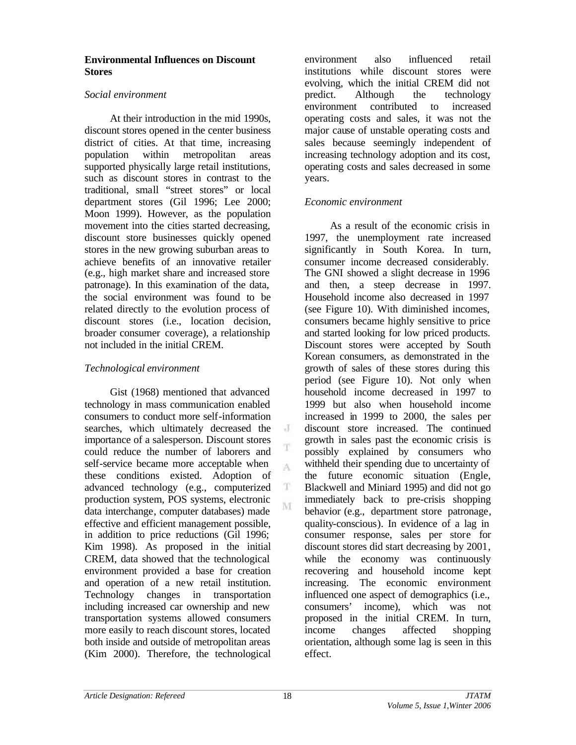**Environmental Influences on Discount Stores**

*Social environment*

At their introduction in the mid 1990s, discount stores opened in the center business district of cities. At that time, increasing population within metropolitan areas supported physically large retail institutions, such as discount stores in contrast to the traditional, small "street stores" or local department stores (Gil 1996; Lee 2000; Moon 1999). However, as the population movement into the cities started decreasing, discount store businesses quickly opened stores in the new growing suburban areas to achieve benefits of an innovative retailer (e.g., high market share and increased store patronage). In this examination of the data, the social environment was found to be related directly to the evolution process of discount stores (i.e., location decision, broader consumer coverage), a relationship not included in the initial CREM.

*Technological environment*

Gist (1968) mentioned that advanced technology in mass communication enabled consumers to conduct more self-information searches, which ultimately decreased the importance of a salesperson. Discount stores could reduce the number of laborers and self-service became more acceptable when these conditions existed. Adoption of advanced technology (e.g., computerized production system, POS systems, electronic data interchange, computer databases) made effective and efficient management possible, in addition to price reductions (Gil 1996; Kim 1998). As proposed in the initial CREM, data showed that the technological environment provided a base for creation and operation of a new retail institution. Technology changes in transportation including increased car ownership and new transportation systems allowed consumers more easily to reach discount stores, located both inside and outside of metropolitan areas (Kim 2000). Therefore, the technological environment also influenced retail institutions while discount stores were evolving, which the initial CREM did not predict. Although the technology environment contributed to increased operating costs and sales, it was not the major cause of unstable operating costs and sales because seemingly independent of increasing technology adoption and its cost, operating costs and sales decreased in some years.

*Economic environment*

As a result of the economic crisis in 1997, the unemployment rate increased significantly in South Korea. In turn, consumer income decreased considerably. The GNI showed a slight decrease in 1996 and then, a steep decrease in 1997. Household income also decreased in 1997 (see Figure 10). With diminished incomes, consumers became highly sensitive to price and started looking for low priced products. Discount stores were accepted by South Korean consumers, as demonstrated in the growth of sales of these stores during this period (see Figure 10). Not only when household income decreased in 1997 to 1999 but also when household income increased in 1999 to 2000, the sales per discount store increased. The continued growth in sales past the economic crisis is possibly explained by consumers who withheld their spending due to uncertainty of the future economic situation (Engle, Blackwell and Miniard 1995) and did not go immediately back to pre-crisis shopping behavior (e.g., department store patronage, quality-conscious). In evidence of a lag in consumer response, sales per store for discount stores did start decreasing by 2001, while the economy was continuously recovering and household income kept increasing. The economic environment influenced one aspect of demographics (i.e., consumers' income), which was not proposed in the initial CREM. In turn, income changes affected shopping orientation, although some lag is seen in this effect.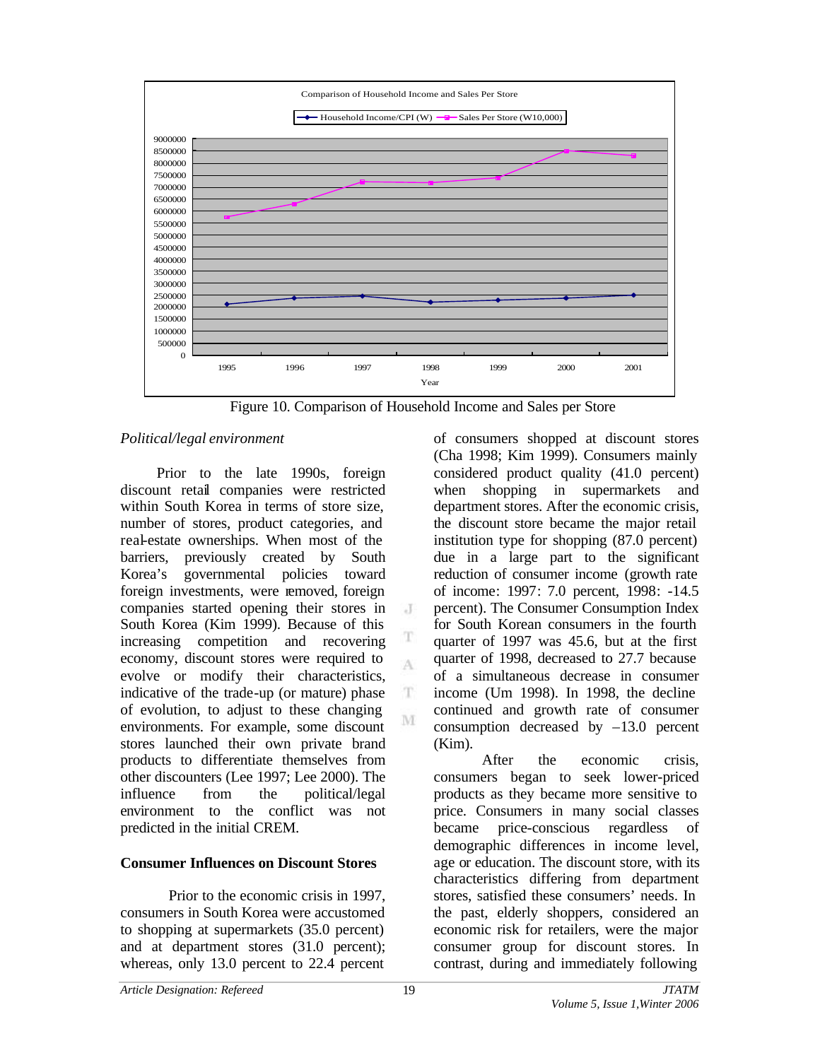Comparison of Household Income and Sales Per Store

Household Income/CPI (W)    Sales Per Store (W10,000)

9000000
8500000
8000000
7500000
7000000
6500000
6000000
5500000
5000000
4500000
4000000
3500000
3000000
2500000
2000000
1500000
1000000
500000
0

1995 1996 1997 1998 1999 2000 2001

Year

Figure 10. Comparison of Household Income and Sales per Store

*Political/legal environment*

Prior to the late 1990s, foreign discount retail companies were restricted within South Korea in terms of store size, number of stores, product categories, and real-estate ownerships. When most of the barriers, previously created by South Korea's governmental policies toward foreign investments, were removed, foreign companies started opening their stores in South Korea (Kim 1999). Because of this increasing competition and recovering economy, discount stores were required to evolve or modify their characteristics, indicative of the trade-up (or mature) phase of evolution, to adjust to these changing environments. For example, some discount stores launched their own private brand products to differentiate themselves from other discounters (Lee 1997; Lee 2000). The influence from the political/legal environment to the conflict was not predicted in the initial CREM.

**Consumer Influences on Discount Stores**

Prior to the economic crisis in 1997, consumers in South Korea were accustomed to shopping at supermarkets (35.0 percent) and at department stores (31.0 percent); whereas, only 13.0 percent to 22.4 percent of consumers shopped at discount stores (Cha 1998; Kim 1999). Consumers mainly considered product quality (41.0 percent) when shopping in supermarkets and department stores. After the economic crisis, the discount store became the major retail institution type for shopping (87.0 percent) due in a large part to the significant reduction of consumer income (growth rate of income: 1997: 7.0 percent, 1998: -14.5 percent). The Consumer Consumption Index for South Korean consumers in the fourth quarter of 1997 was 45.6, but at the first quarter of 1998, decreased to 27.7 because of a simultaneous decrease in consumer income (Um 1998). In 1998, the decline continued and growth rate of consumer consumption decreased by –13.0 percent (Kim).

After the economic crisis, consumers began to seek lower-priced products as they became more sensitive to price. Consumers in many social classes became price-conscious regardless of demographic differences in income level, age or education. The discount store, with its characteristics differing from department stores, satisfied these consumers' needs. In the past, elderly shoppers, considered an economic risk for retailers, were the major consumer group for discount stores. In contrast, during and immediately following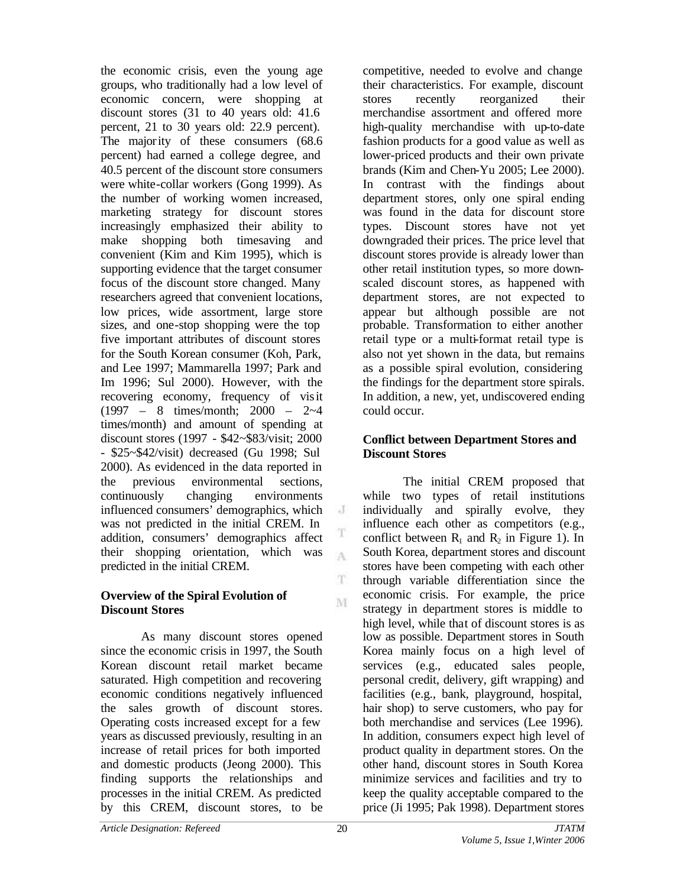the economic crisis, even the young age groups, who traditionally had a low level of economic concern, were shopping at discount stores (31 to 40 years old: 41.6 percent, 21 to 30 years old: 22.9 percent). The majority of these consumers (68.6 percent) had earned a college degree, and 40.5 percent of the discount store consumers were white-collar workers (Gong 1999). As the number of working women increased, marketing strategy for discount stores increasingly emphasized their ability to make shopping both timesaving and convenient (Kim and Kim 1995), which is supporting evidence that the target consumer focus of the discount store changed. Many researchers agreed that convenient locations, low prices, wide assortment, large store sizes, and one-stop shopping were the top five important attributes of discount stores for the South Korean consumer (Koh, Park, and Lee 1997; Mammarella 1997; Park and Im 1996; Sul 2000). However, with the recovering economy, frequency of visit (1997 – 8 times/month; 2000 – 2~4 times/month) and amount of spending at discount stores (1997 - $42~$83/visit; 2000 - $25~$42/visit) decreased (Gu 1998; Sul 2000). As evidenced in the data reported in the previous environmental sections, continuously changing environments influenced consumers' demographics, which was not predicted in the initial CREM. In addition, consumers' demographics affect their shopping orientation, which was predicted in the initial CREM.

**Overview of the Spiral Evolution of Discount Stores**

As many discount stores opened since the economic crisis in 1997, the South Korean discount retail market became saturated. High competition and recovering economic conditions negatively influenced the sales growth of discount stores. Operating costs increased except for a few years as discussed previously, resulting in an increase of retail prices for both imported and domestic products (Jeong 2000). This finding supports the relationships and processes in the initial CREM. As predicted by this CREM, discount stores, to be competitive, needed to evolve and change their characteristics. For example, discount stores recently reorganized their merchandise assortment and offered more high-quality merchandise with up-to-date fashion products for a good value as well as lower-priced products and their own private brands (Kim and Chen-Yu 2005; Lee 2000). In contrast with the findings about department stores, only one spiral ending was found in the data for discount store types. Discount stores have not yet downgraded their prices. The price level that discount stores provide is already lower than other retail institution types, so more down-scaled discount stores, as happened with department stores, are not expected to appear but although possible are not probable. Transformation to either another retail type or a multi-format retail type is also not yet shown in the data, but remains as a possible spiral evolution, considering the findings for the department store spirals. In addition, a new, yet, undiscovered ending could occur.

**Conflict between Department Stores and Discount Stores**

The initial CREM proposed that while two types of retail institutions individually and spirally evolve, they influence each other as competitors (e.g., conflict between $R_1$ and $R_2$ in Figure 1). In South Korea, department stores and discount stores have been competing with each other through variable differentiation since the economic crisis. For example, the price strategy in department stores is middle to high level, while that of discount stores is as low as possible. Department stores in South Korea mainly focus on a high level of services (e.g., educated sales people, personal credit, delivery, gift wrapping) and facilities (e.g., bank, playground, hospital, hair shop) to serve customers, who pay for both merchandise and services (Lee 1996). In addition, consumers expect high level of product quality in department stores. On the other hand, discount stores in South Korea minimize services and facilities and try to keep the quality acceptable compared to the price (Ji 1995; Pak 1998). Department stores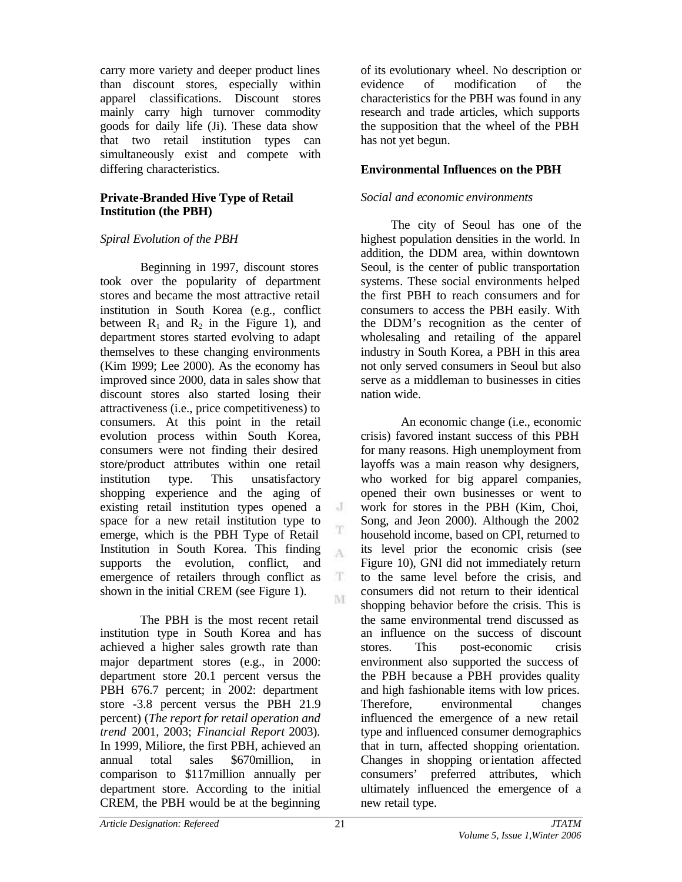carry more variety and deeper product lines than discount stores, especially within apparel classifications. Discount stores mainly carry high turnover commodity goods for daily life (Ji). These data show that two retail institution types can simultaneously exist and compete with differing characteristics.

**Private-Branded Hive Type of Retail Institution (the PBH)**

*Spiral Evolution of the PBH*

Beginning in 1997, discount stores took over the popularity of department stores and became the most attractive retail institution in South Korea (e.g., conflict between $R_1$ and $R_2$ in the Figure 1), and department stores started evolving to adapt themselves to these changing environments (Kim 1999; Lee 2000). As the economy has improved since 2000, data in sales show that discount stores also started losing their attractiveness (i.e., price competitiveness) to consumers. At this point in the retail evolution process within South Korea, consumers were not finding their desired store/product attributes within one retail institution type. This unsatisfactory shopping experience and the aging of existing retail institution types opened a space for a new retail institution type to emerge, which is the PBH Type of Retail Institution in South Korea. This finding supports the evolution, conflict, and emergence of retailers through conflict as shown in the initial CREM (see Figure 1).

The PBH is the most recent retail institution type in South Korea and has achieved a higher sales growth rate than major department stores (e.g., in 2000: department store 20.1 percent versus the PBH 676.7 percent; in 2002: department store -3.8 percent versus the PBH 21.9 percent) (*The report for retail operation and trend* 2001, 2003; *Financial Report* 2003). In 1999, Miliore, the first PBH, achieved an annual total sales $670million, in comparison to $117million annually per department store. According to the initial CREM, the PBH would be at the beginning of its evolutionary wheel. No description or evidence of modification of the characteristics for the PBH was found in any research and trade articles, which supports the supposition that the wheel of the PBH has not yet begun.

**Environmental Influences on the PBH**

*Social and economic environments*

The city of Seoul has one of the highest population densities in the world. In addition, the DDM area, within downtown Seoul, is the center of public transportation systems. These social environments helped the first PBH to reach consumers and for consumers to access the PBH easily. With the DDM's recognition as the center of wholesaling and retailing of the apparel industry in South Korea, a PBH in this area not only served consumers in Seoul but also serve as a middleman to businesses in cities nation wide.

An economic change (i.e., economic crisis) favored instant success of this PBH for many reasons. High unemployment from layoffs was a main reason why designers, who worked for big apparel companies, opened their own businesses or went to work for stores in the PBH (Kim, Choi, Song, and Jeon 2000). Although the 2002 household income, based on CPI, returned to its level prior the economic crisis (see Figure 10), GNI did not immediately return to the same level before the crisis, and consumers did not return to their identical shopping behavior before the crisis. This is the same environmental trend discussed as an influence on the success of discount stores. This post-economic crisis environment also supported the success of the PBH because a PBH provides quality and high fashionable items with low prices. Therefore, environmental changes influenced the emergence of a new retail type and influenced consumer demographics that in turn, affected shopping orientation. Changes in shopping orientation affected consumers' preferred attributes, which ultimately influenced the emergence of a new retail type.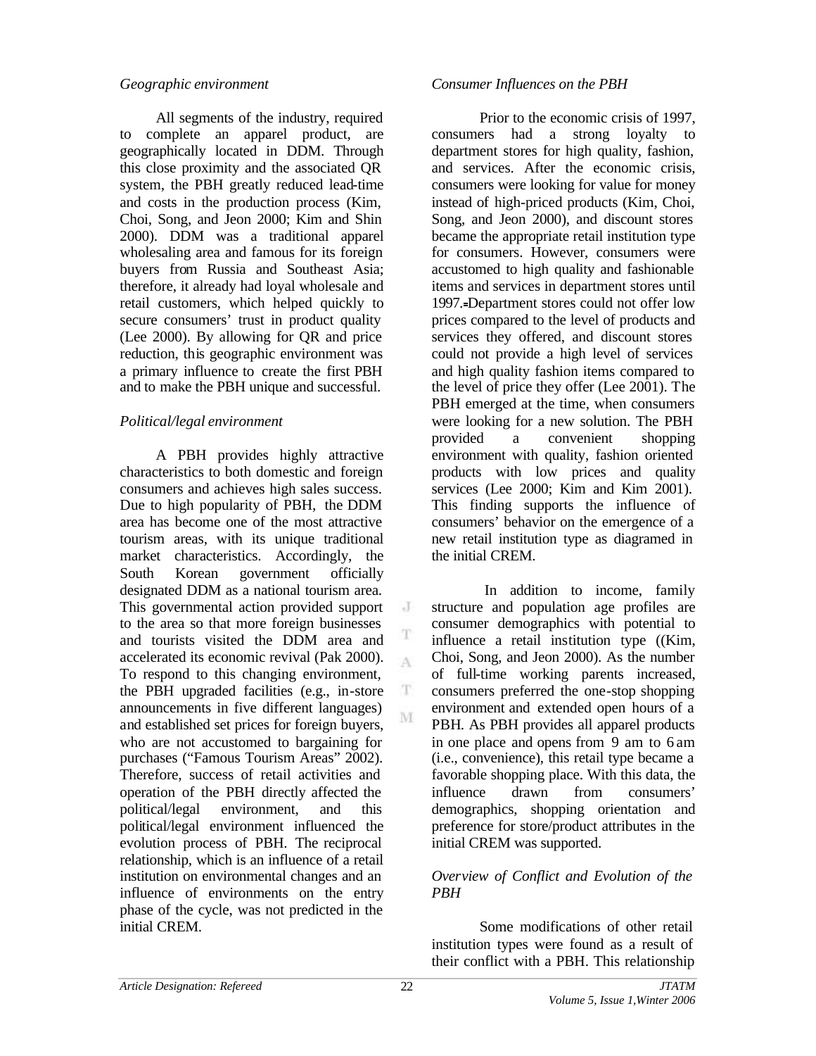*Geographic environment*

All segments of the industry, required to complete an apparel product, are geographically located in DDM. Through this close proximity and the associated QR system, the PBH greatly reduced lead-time and costs in the production process (Kim, Choi, Song, and Jeon 2000; Kim and Shin 2000). DDM was a traditional apparel wholesaling area and famous for its foreign buyers from Russia and Southeast Asia; therefore, it already had loyal wholesale and retail customers, which helped quickly to secure consumers' trust in product quality (Lee 2000). By allowing for QR and price reduction, this geographic environment was a primary influence to create the first PBH and to make the PBH unique and successful.

*Political/legal environment*

A PBH provides highly attractive characteristics to both domestic and foreign consumers and achieves high sales success. Due to high popularity of PBH, the DDM area has become one of the most attractive tourism areas, with its unique traditional market characteristics. Accordingly, the South Korean government officially designated DDM as a national tourism area. This governmental action provided support to the area so that more foreign businesses and tourists visited the DDM area and accelerated its economic revival (Pak 2000). To respond to this changing environment, the PBH upgraded facilities (e.g., in-store announcements in five different languages) and established set prices for foreign buyers, who are not accustomed to bargaining for purchases ("Famous Tourism Areas" 2002). Therefore, success of retail activities and operation of the PBH directly affected the political/legal environment, and this political/legal environment influenced the evolution process of PBH. The reciprocal relationship, which is an influence of a retail institution on environmental changes and an influence of environments on the entry phase of the cycle, was not predicted in the initial CREM.

*Consumer Influences on the PBH*

Prior to the economic crisis of 1997, consumers had a strong loyalty to department stores for high quality, fashion, and services. After the economic crisis, consumers were looking for value for money instead of high-priced products (Kim, Choi, Song, and Jeon 2000), and discount stores became the appropriate retail institution type for consumers. However, consumers were accustomed to high quality and fashionable items and services in department stores until 1997. Department stores could not offer low prices compared to the level of products and services they offered, and discount stores could not provide a high level of services and high quality fashion items compared to the level of price they offer (Lee 2001). The PBH emerged at the time, when consumers were looking for a new solution. The PBH provided a convenient shopping environment with quality, fashion oriented products with low prices and quality services (Lee 2000; Kim and Kim 2001). This finding supports the influence of consumers' behavior on the emergence of a new retail institution type as diagramed in the initial CREM.

In addition to income, family structure and population age profiles are consumer demographics with potential to influence a retail institution type ((Kim, Choi, Song, and Jeon 2000). As the number of full-time working parents increased, consumers preferred the one-stop shopping environment and extended open hours of a PBH. As PBH provides all apparel products in one place and opens from 9 am to 6 am (i.e., convenience), this retail type became a favorable shopping place. With this data, the influence drawn from consumers' demographics, shopping orientation and preference for store/product attributes in the initial CREM was supported.

*Overview of Conflict and Evolution of the PBH*

Some modifications of other retail institution types were found as a result of their conflict with a PBH. This relationship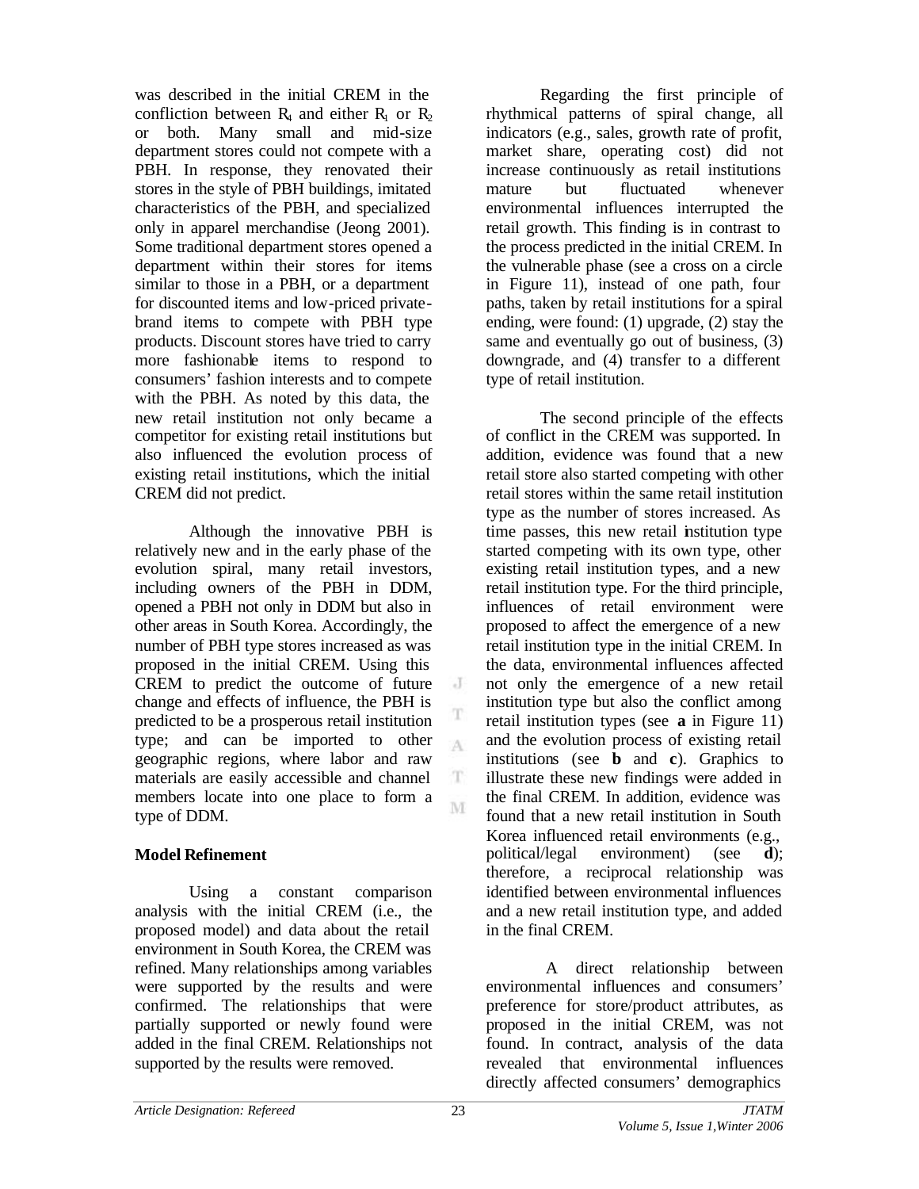was described in the initial CREM in the confliction between $R_4$ and either $R_1$ or $R_2$ or both. Many small and mid-size department stores could not compete with a PBH. In response, they renovated their stores in the style of PBH buildings, imitated characteristics of the PBH, and specialized only in apparel merchandise (Jeong 2001). Some traditional department stores opened a department within their stores for items similar to those in a PBH, or a department for discounted items and low-priced private-brand items to compete with PBH type products. Discount stores have tried to carry more fashionable items to respond to consumers' fashion interests and to compete with the PBH. As noted by this data, the new retail institution not only became a competitor for existing retail institutions but also influenced the evolution process of existing retail institutions, which the initial CREM did not predict.

Although the innovative PBH is relatively new and in the early phase of the evolution spiral, many retail investors, including owners of the PBH in DDM, opened a PBH not only in DDM but also in other areas in South Korea. Accordingly, the number of PBH type stores increased as was proposed in the initial CREM. Using this CREM to predict the outcome of future change and effects of influence, the PBH is predicted to be a prosperous retail institution type; and can be imported to other geographic regions, where labor and raw materials are easily accessible and channel members locate into one place to form a type of DDM.

**Model Refinement**

Using a constant comparison analysis with the initial CREM (i.e., the proposed model) and data about the retail environment in South Korea, the CREM was refined. Many relationships among variables were supported by the results and were confirmed. The relationships that were partially supported or newly found were added in the final CREM. Relationships not supported by the results were removed.

Regarding the first principle of rhythmical patterns of spiral change, all indicators (e.g., sales, growth rate of profit, market share, operating cost) did not increase continuously as retail institutions mature but fluctuated whenever environmental influences interrupted the retail growth. This finding is in contrast to the process predicted in the initial CREM. In the vulnerable phase (see a cross on a circle in Figure 11), instead of one path, four paths, taken by retail institutions for a spiral ending, were found: (1) upgrade, (2) stay the same and eventually go out of business, (3) downgrade, and (4) transfer to a different type of retail institution.

The second principle of the effects of conflict in the CREM was supported. In addition, evidence was found that a new retail store also started competing with other retail stores within the same retail institution type as the number of stores increased. As time passes, this new retail institution type started competing with its own type, other existing retail institution types, and a new retail institution type. For the third principle, influences of retail environment were proposed to affect the emergence of a new retail institution type in the initial CREM. In the data, environmental influences affected not only the emergence of a new retail institution type but also the conflict among retail institution types (see **a** in Figure 11) and the evolution process of existing retail institutions (see **b** and **c**). Graphics to illustrate these new findings were added in the final CREM. In addition, evidence was found that a new retail institution in South Korea influenced retail environments (e.g., political/legal environment) (see **d**); therefore, a reciprocal relationship was identified between environmental influences and a new retail institution type, and added in the final CREM.

A direct relationship between environmental influences and consumers' preference for store/product attributes, as proposed in the initial CREM, was not found. In contract, analysis of the data revealed that environmental influences directly affected consumers' demographics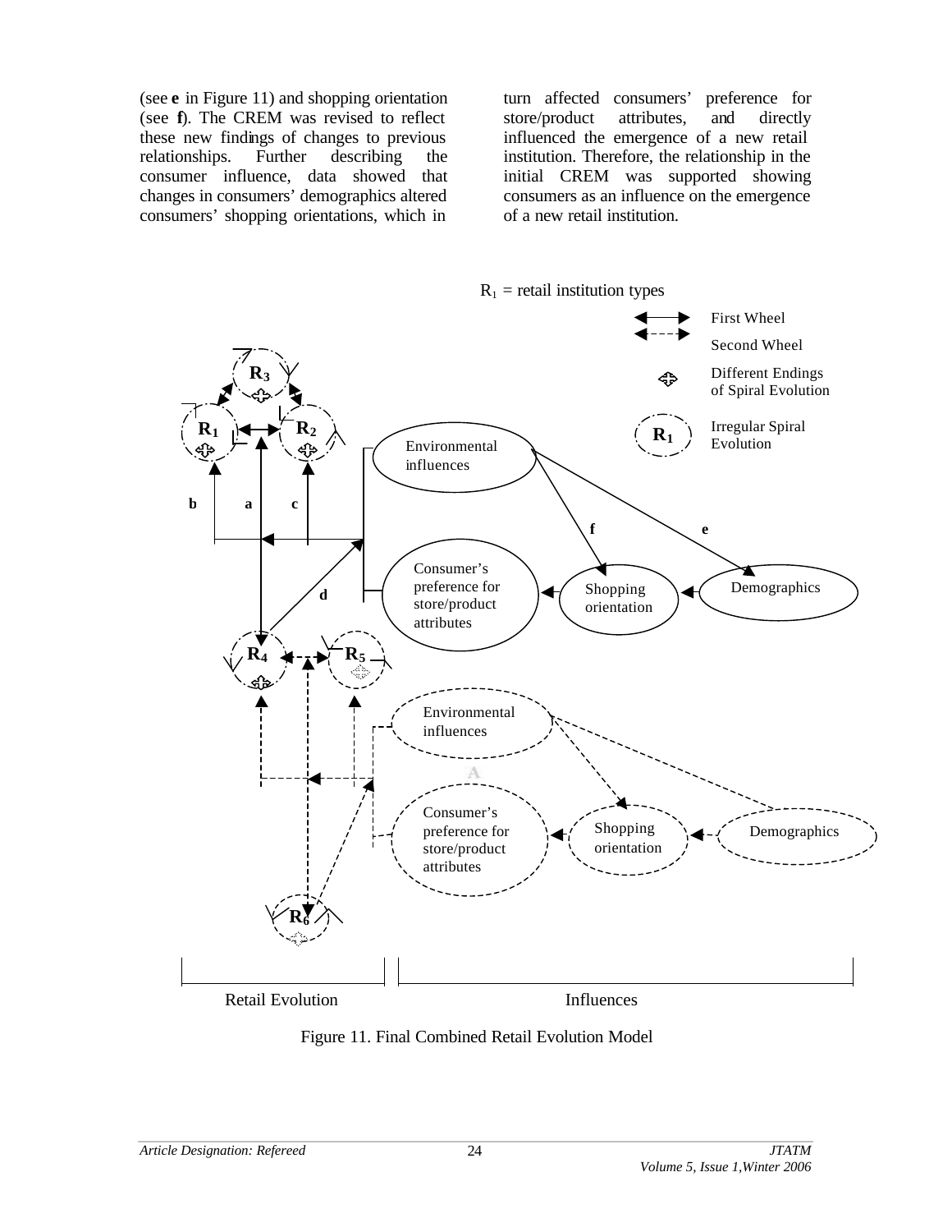(see **e** in Figure 11) and shopping orientation (see **f**). The CREM was revised to reflect these new findings of changes to previous relationships. Further describing the consumer influence, data showed that changes in consumers' demographics altered consumers' shopping orientations, which in turn affected consumers' preference for store/product attributes, and directly influenced the emergence of a new retail institution. Therefore, the relationship in the initial CREM was supported showing consumers as an influence on the emergence of a new retail institution.

$R_1$ = retail institution types

First Wheel

Second Wheel

Different Endings of Spiral Evolution

Irregular Spiral Evolution

$R_1$ $R_2$ $R_3$ $R_4$ $R_5$ $R_6$

a b c d e f

Environmental influences

Consumer's preference for store/product attributes

Shopping orientation

Demographics

Retail Evolution

Influences

Figure 11. Final Combined Retail Evolution Model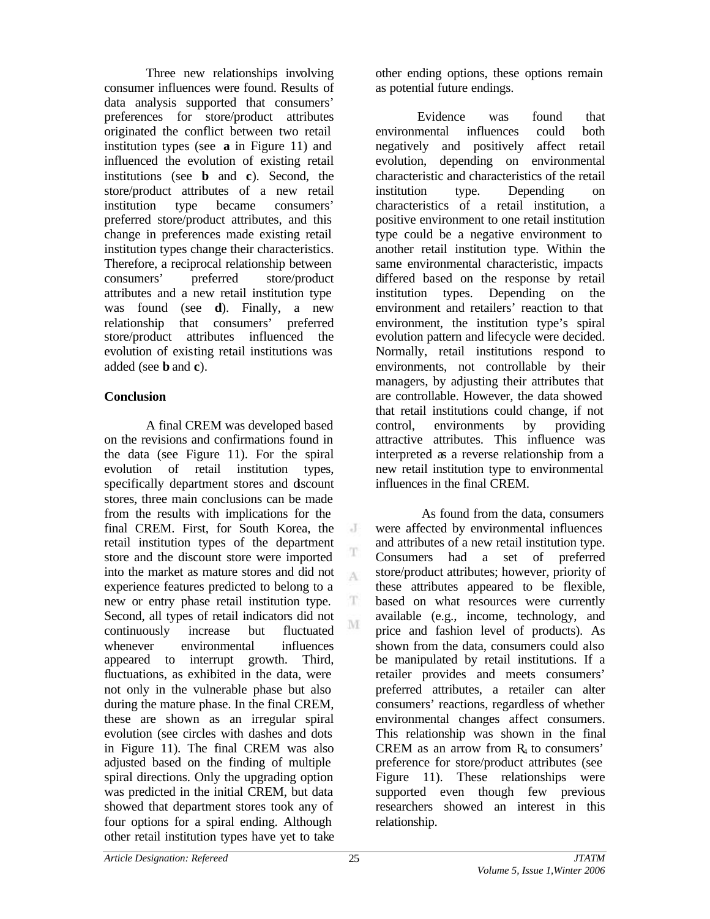Three new relationships involving consumer influences were found. Results of data analysis supported that consumers' preferences for store/product attributes originated the conflict between two retail institution types (see **a** in Figure 11) and influenced the evolution of existing retail institutions (see **b** and **c**). Second, the store/product attributes of a new retail institution type became consumers' preferred store/product attributes, and this change in preferences made existing retail institution types change their characteristics. Therefore, a reciprocal relationship between consumers' preferred store/product attributes and a new retail institution type was found (see **d**). Finally, a new relationship that consumers' preferred store/product attributes influenced the evolution of existing retail institutions was added (see **b** and **c**).

**Conclusion**

A final CREM was developed based on the revisions and confirmations found in the data (see Figure 11). For the spiral evolution of retail institution types, specifically department stores and discount stores, three main conclusions can be made from the results with implications for the final CREM. First, for South Korea, the retail institution types of the department store and the discount store were imported into the market as mature stores and did not experience features predicted to belong to a new or entry phase retail institution type. Second, all types of retail indicators did not continuously increase but fluctuated whenever environmental influences appeared to interrupt growth. Third, fluctuations, as exhibited in the data, were not only in the vulnerable phase but also during the mature phase. In the final CREM, these are shown as an irregular spiral evolution (see circles with dashes and dots in Figure 11). The final CREM was also adjusted based on the finding of multiple spiral directions. Only the upgrading option was predicted in the initial CREM, but data showed that department stores took any of four options for a spiral ending. Although other retail institution types have yet to take other ending options, these options remain as potential future endings.

Evidence was found that environmental influences could both negatively and positively affect retail evolution, depending on environmental characteristic and characteristics of the retail institution type. Depending on characteristics of a retail institution, a positive environment to one retail institution type could be a negative environment to another retail institution type. Within the same environmental characteristic, impacts differed based on the response by retail institution types. Depending on the environment and retailers' reaction to that environment, the institution type's spiral evolution pattern and lifecycle were decided. Normally, retail institutions respond to environments, not controllable by their managers, by adjusting their attributes that are controllable. However, the data showed that retail institutions could change, if not control, environments by providing attractive attributes. This influence was interpreted as a reverse relationship from a new retail institution type to environmental influences in the final CREM.

As found from the data, consumers were affected by environmental influences and attributes of a new retail institution type. Consumers had a set of preferred store/product attributes; however, priority of these attributes appeared to be flexible, based on what resources were currently available (e.g., income, technology, and price and fashion level of products). As shown from the data, consumers could also be manipulated by retail institutions. If a retailer provides and meets consumers' preferred attributes, a retailer can alter consumers' reactions, regardless of whether environmental changes affect consumers. This relationship was shown in the final CREM as an arrow from $R_4$ to consumers' preference for store/product attributes (see Figure 11). These relationships were supported even though few previous researchers showed an interest in this relationship.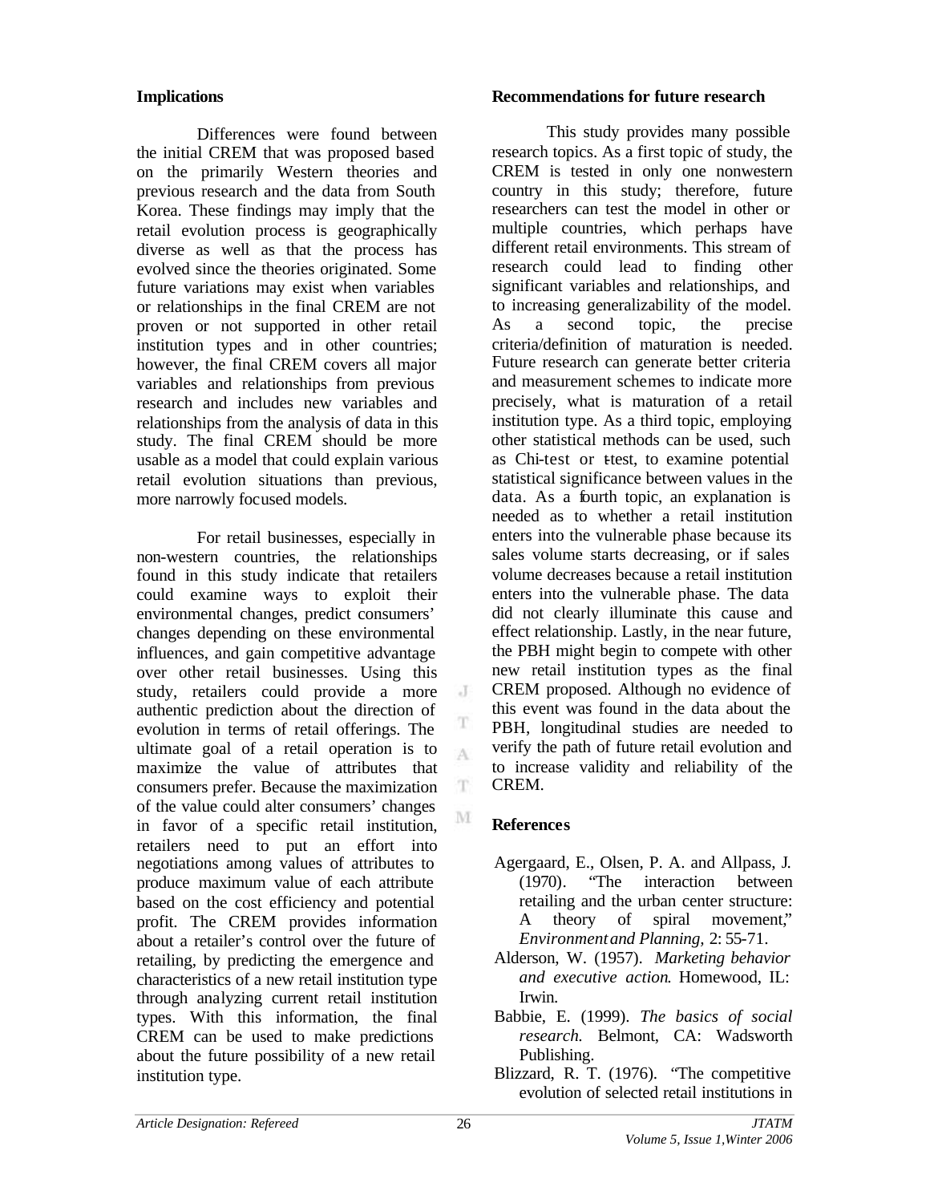**Implications**

Differences were found between the initial CREM that was proposed based on the primarily Western theories and previous research and the data from South Korea. These findings may imply that the retail evolution process is geographically diverse as well as that the process has evolved since the theories originated. Some future variations may exist when variables or relationships in the final CREM are not proven or not supported in other retail institution types and in other countries; however, the final CREM covers all major variables and relationships from previous research and includes new variables and relationships from the analysis of data in this study. The final CREM should be more usable as a model that could explain various retail evolution situations than previous, more narrowly focused models.

For retail businesses, especially in non-western countries, the relationships found in this study indicate that retailers could examine ways to exploit their environmental changes, predict consumers' changes depending on these environmental influences, and gain competitive advantage over other retail businesses. Using this study, retailers could provide a more authentic prediction about the direction of evolution in terms of retail offerings. The ultimate goal of a retail operation is to maximize the value of attributes that consumers prefer. Because the maximization of the value could alter consumers' changes in favor of a specific retail institution, retailers need to put an effort into negotiations among values of attributes to produce maximum value of each attribute based on the cost efficiency and potential profit. The CREM provides information about a retailer's control over the future of retailing, by predicting the emergence and characteristics of a new retail institution type through analyzing current retail institution types. With this information, the final CREM can be used to make predictions about the future possibility of a new retail institution type.

**Recommendations for future research**

This study provides many possible research topics. As a first topic of study, the CREM is tested in only one nonwestern country in this study; therefore, future researchers can test the model in other or multiple countries, which perhaps have different retail environments. This stream of research could lead to finding other significant variables and relationships, and to increasing generalizability of the model. As a second topic, the precise criteria/definition of maturation is needed. Future research can generate better criteria and measurement schemes to indicate more precisely, what is maturation of a retail institution type. As a third topic, employing other statistical methods can be used, such as Chi-test or t-test, to examine potential statistical significance between values in the data. As a fourth topic, an explanation is needed as to whether a retail institution enters into the vulnerable phase because its sales volume starts decreasing, or if sales volume decreases because a retail institution enters into the vulnerable phase. The data did not clearly illuminate this cause and effect relationship. Lastly, in the near future, the PBH might begin to compete with other new retail institution types as the final CREM proposed. Although no evidence of this event was found in the data about the PBH, longitudinal studies are needed to verify the path of future retail evolution and to increase validity and reliability of the CREM.

**References**

Agergaard, E., Olsen, P. A. and Allpass, J. (1970). "The interaction between retailing and the urban center structure: A theory of spiral movement," *Environment and Planning,* 2: 55-71.

Alderson, W. (1957). *Marketing behavior and executive action*. Homewood, IL: Irwin.

Babbie, E. (1999). *The basics of social research.* Belmont, CA: Wadsworth Publishing.

Blizzard, R. T. (1976). "The competitive evolution of selected retail institutions in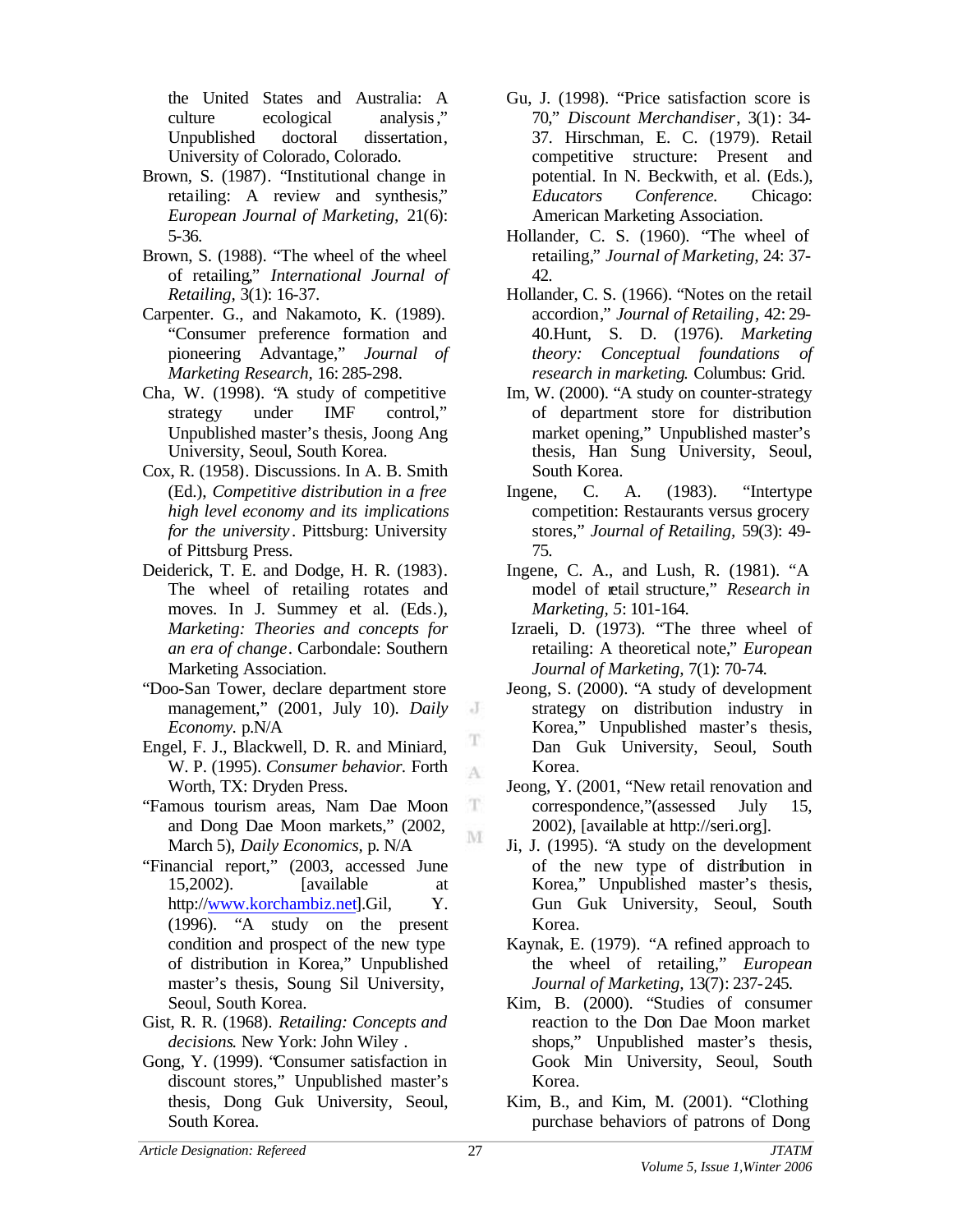the United States and Australia: A culture ecological analysis," Unpublished doctoral dissertation, University of Colorado, Colorado.

Brown, S. (1987). "Institutional change in retailing: A review and synthesis," *European Journal of Marketing*, 21(6): 5-36.

Brown, S. (1988). "The wheel of the wheel of retailing," *International Journal of Retailing*, 3(1): 16-37.

Carpenter. G., and Nakamoto, K. (1989). "Consumer preference formation and pioneering Advantage," *Journal of Marketing Research*, 16: 285-298.

Cha, W. (1998). "A study of competitive strategy under IMF control," Unpublished master's thesis, Joong Ang University, Seoul, South Korea.

Cox, R. (1958). Discussions. In A. B. Smith (Ed.), *Competitive distribution in a free high level economy and its implications for the university*. Pittsburg: University of Pittsburg Press.

Deiderick, T. E. and Dodge, H. R. (1983). The wheel of retailing rotates and moves. In J. Summey et al. (Eds.), *Marketing: Theories and concepts for an era of change*. Carbondale: Southern Marketing Association.

"Doo-San Tower, declare department store management," (2001, July 10). *Daily Economy*. p.N/A

Engel, F. J., Blackwell, D. R. and Miniard, W. P. (1995). *Consumer behavior.* Forth Worth, TX: Dryden Press.

"Famous tourism areas, Nam Dae Moon and Dong Dae Moon markets," (2002, March 5), *Daily Economics*, p. N/A

"Financial report," (2003, accessed June 15,2002). [available at http://www.korchambiz.net].Gil, Y. (1996). "A study on the present condition and prospect of the new type of distribution in Korea," Unpublished master's thesis, Soung Sil University, Seoul, South Korea.

Gist, R. R. (1968). *Retailing: Concepts and decisions*. New York: John Wiley .

Gong, Y. (1999). "Consumer satisfaction in discount stores," Unpublished master's thesis, Dong Guk University, Seoul, South Korea.

Gu, J. (1998). "Price satisfaction score is 70," *Discount Merchandiser*, 3(1): 34-37. Hirschman, E. C. (1979). Retail competitive structure: Present and potential. In N. Beckwith, et al. (Eds.), *Educators Conference.* Chicago: American Marketing Association.

Hollander, C. S. (1960). "The wheel of retailing," *Journal of Marketing*, 24: 37-42.

Hollander, C. S. (1966). "Notes on the retail accordion," *Journal of Retailing*, 42: 29-40.Hunt, S. D. (1976). *Marketing theory: Conceptual foundations of research in marketing*. Columbus: Grid.

Im, W. (2000). "A study on counter-strategy of department store for distribution market opening," Unpublished master's thesis, Han Sung University, Seoul, South Korea.

Ingene, C. A. (1983). "Intertype competition: Restaurants versus grocery stores," *Journal of Retailing*, 59(3): 49-75.

Ingene, C. A., and Lush, R. (1981). "A model of retail structure," *Research in Marketing, 5*: 101-164.

Izraeli, D. (1973). "The three wheel of retailing: A theoretical note," *European Journal of Marketing,* 7(1): 70-74.

Jeong, S. (2000). "A study of development strategy on distribution industry in Korea," Unpublished master's thesis, Dan Guk University, Seoul, South Korea.

Jeong, Y. (2001, "New retail renovation and correspondence,"(assessed July 15, 2002), [available at http://seri.org].

Ji, J. (1995). "A study on the development of the new type of distribution in Korea," Unpublished master's thesis, Gun Guk University, Seoul, South Korea.

Kaynak, E. (1979). "A refined approach to the wheel of retailing," *European Journal of Marketing*, 13(7): 237-245.

Kim, B. (2000). "Studies of consumer reaction to the Don Dae Moon market shops," Unpublished master's thesis, Gook Min University, Seoul, South Korea.

Kim, B., and Kim, M. (2001). "Clothing purchase behaviors of patrons of Dong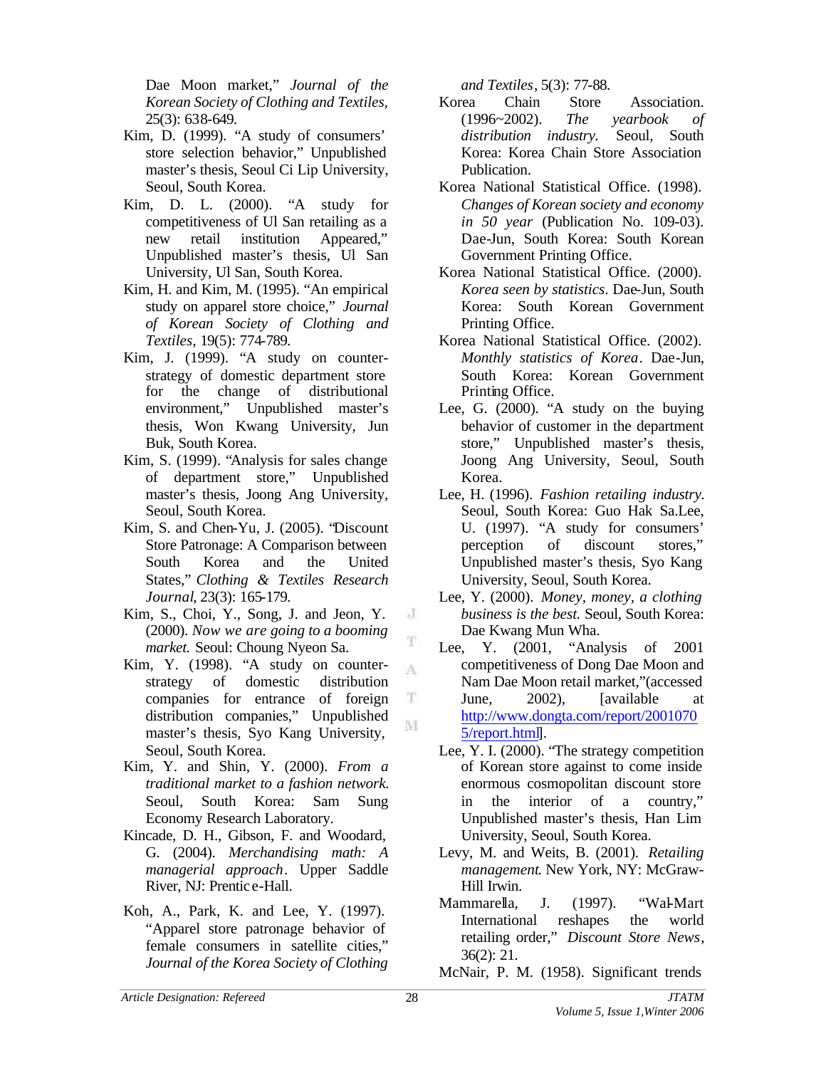Dae Moon market," *Journal of the Korean Society of Clothing and Textiles*, 25(3): 638-649.

Kim, D. (1999). "A study of consumers' store selection behavior," Unpublished master's thesis, Seoul Ci Lip University, Seoul, South Korea.

Kim, D. L. (2000). "A study for competitiveness of Ul San retailing as a new retail institution Appeared," Unpublished master's thesis, Ul San University, Ul San, South Korea.

Kim, H. and Kim, M. (1995). "An empirical study on apparel store choice," *Journal of Korean Society of Clothing and Textiles*, 19(5): 774-789.

Kim, J. (1999). "A study on counter-strategy of domestic department store for the change of distributional environment," Unpublished master's thesis, Won Kwang University, Jun Buk, South Korea.

Kim, S. (1999). "Analysis for sales change of department store," Unpublished master's thesis, Joong Ang University, Seoul, South Korea.

Kim, S. and Chen-Yu, J. (2005). "Discount Store Patronage: A Comparison between South Korea and the United States," *Clothing & Textiles Research Journal*, 23(3): 165-179.

Kim, S., Choi, Y., Song, J. and Jeon, Y. (2000). *Now we are going to a booming market.* Seoul: Choung Nyeon Sa.

Kim, Y. (1998). "A study on counter-strategy of domestic distribution companies for entrance of foreign distribution companies," Unpublished master's thesis, Syo Kang University, Seoul, South Korea.

Kim, Y. and Shin, Y. (2000). *From a traditional market to a fashion network.* Seoul, South Korea: Sam Sung Economy Research Laboratory.

Kincade, D. H., Gibson, F. and Woodard, G. (2004). *Merchandising math: A managerial approach*. Upper Saddle River, NJ: Prentice-Hall.

Koh, A., Park, K. and Lee, Y. (1997). "Apparel store patronage behavior of female consumers in satellite cities," *Journal of the Korea Society of Clothing and Textiles*, 5(3): 77-88.

Korea Chain Store Association. (1996~2002). *The yearbook of distribution industry.* Seoul, South Korea: Korea Chain Store Association Publication.

Korea National Statistical Office. (1998). *Changes of Korean society and economy in 50 year* (Publication No. 109-03). Dae-Jun, South Korea: South Korean Government Printing Office.

Korea National Statistical Office. (2000). *Korea seen by statistics*. Dae-Jun, South Korea: South Korean Government Printing Office.

Korea National Statistical Office. (2002). *Monthly statistics of Korea*. Dae-Jun, South Korea: Korean Government Printing Office.

Lee, G. (2000). "A study on the buying behavior of customer in the department store," Unpublished master's thesis, Joong Ang University, Seoul, South Korea.

Lee, H. (1996). *Fashion retailing industry.* Seoul, South Korea: Guo Hak Sa.Lee, U. (1997). "A study for consumers' perception of discount stores," Unpublished master's thesis, Syo Kang University, Seoul, South Korea.

Lee, Y. (2000). *Money, money, a clothing business is the best.* Seoul, South Korea: Dae Kwang Mun Wha.

Lee, Y. (2001, "Analysis of 2001 competitiveness of Dong Dae Moon and Nam Dae Moon retail market,"(accessed June, 2002), [available at http://www.dongta.com/report/20010705/report.html].

Lee, Y. I. (2000). "The strategy competition of Korean store against to come inside enormous cosmopolitan discount store in the interior of a country," Unpublished master's thesis, Han Lim University, Seoul, South Korea.

Levy, M. and Weits, B. (2001). *Retailing management*. New York, NY: McGraw-Hill Irwin.

Mammarella, J. (1997). "Wal-Mart International reshapes the world retailing order," *Discount Store News*, 36(2): 21.

McNair, P. M. (1958). Significant trends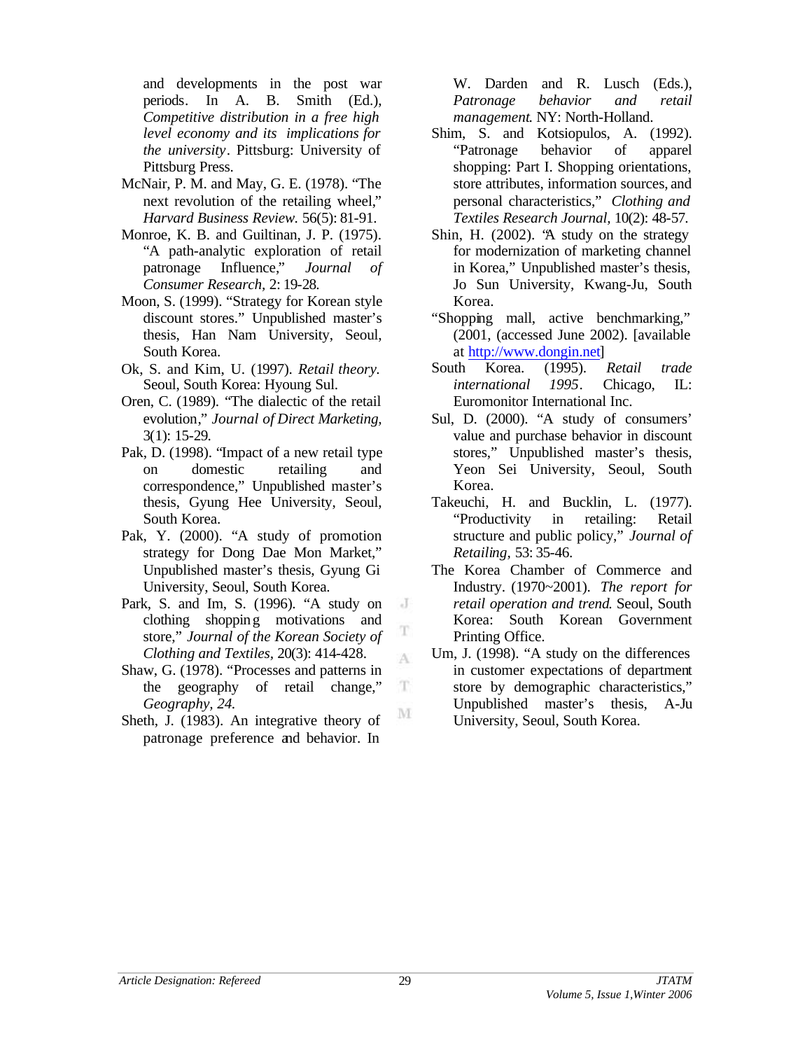and developments in the post war periods. In A. B. Smith (Ed.), *Competitive distribution in a free high level economy and its implications for the university*. Pittsburg: University of Pittsburg Press.

McNair, P. M. and May, G. E. (1978). "The next revolution of the retailing wheel," *Harvard Business Review*. 56(5): 81-91.

Monroe, K. B. and Guiltinan, J. P. (1975). "A path-analytic exploration of retail patronage Influence," *Journal of Consumer Research*, 2: 19-28.

Moon, S. (1999). "Strategy for Korean style discount stores." Unpublished master's thesis, Han Nam University, Seoul, South Korea.

Ok, S. and Kim, U. (1997). *Retail theory*. Seoul, South Korea: Hyoung Sul.

Oren, C. (1989). "The dialectic of the retail evolution," *Journal of Direct Marketing*, 3(1): 15-29.

Pak, D. (1998). "Impact of a new retail type on domestic retailing and correspondence," Unpublished master's thesis, Gyung Hee University, Seoul, South Korea.

Pak, Y. (2000). "A study of promotion strategy for Dong Dae Mon Market," Unpublished master's thesis, Gyung Gi University, Seoul, South Korea.

Park, S. and Im, S. (1996). "A study on clothing shopping motivations and store," *Journal of the Korean Society of Clothing and Textiles*, 20(3): 414-428.

Shaw, G. (1978). "Processes and patterns in the geography of retail change," *Geography, 24.*

Sheth, J. (1983). An integrative theory of patronage preference and behavior. In W. Darden and R. Lusch (Eds.), *Patronage behavior and retail management*. NY: North-Holland.

Shim, S. and Kotsiopulos, A. (1992). "Patronage behavior of apparel shopping: Part I. Shopping orientations, store attributes, information sources, and personal characteristics," *Clothing and Textiles Research Journal*, 10(2): 48-57.

Shin, H. (2002). "A study on the strategy for modernization of marketing channel in Korea," Unpublished master's thesis, Jo Sun University, Kwang-Ju, South Korea.

"Shopping mall, active benchmarking," (2001, (accessed June 2002). [available at http://www.dongin.net]

South Korea. (1995). *Retail trade international 1995*. Chicago, IL: Euromonitor International Inc.

Sul, D. (2000). "A study of consumers' value and purchase behavior in discount stores," Unpublished master's thesis, Yeon Sei University, Seoul, South Korea.

Takeuchi, H. and Bucklin, L. (1977). "Productivity in retailing: Retail structure and public policy," *Journal of Retailing*, 53: 35-46.

The Korea Chamber of Commerce and Industry. (1970~2001). *The report for retail operation and trend*. Seoul, South Korea: South Korean Government Printing Office.

Um, J. (1998). "A study on the differences in customer expectations of department store by demographic characteristics," Unpublished master's thesis, A-Ju University, Seoul, South Korea.